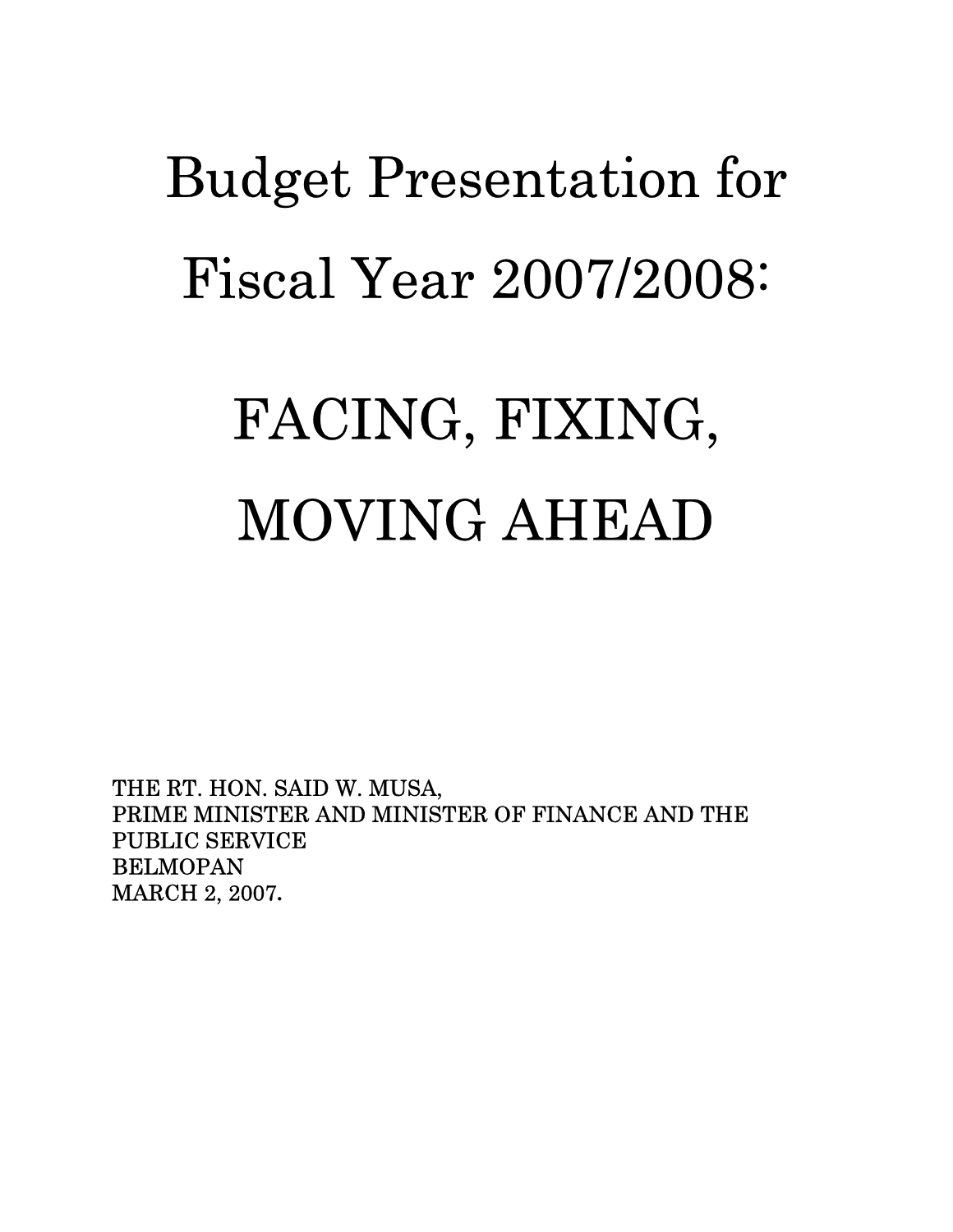# Budget Presentation for Fiscal Year 2007/2008:

# FACING, FIXING, MOVING AHEAD

THE RT. HON. SAID W. MUSA,
PRIME MINISTER AND MINISTER OF FINANCE AND THE PUBLIC SERVICE
BELMOPAN
MARCH 2, 2007.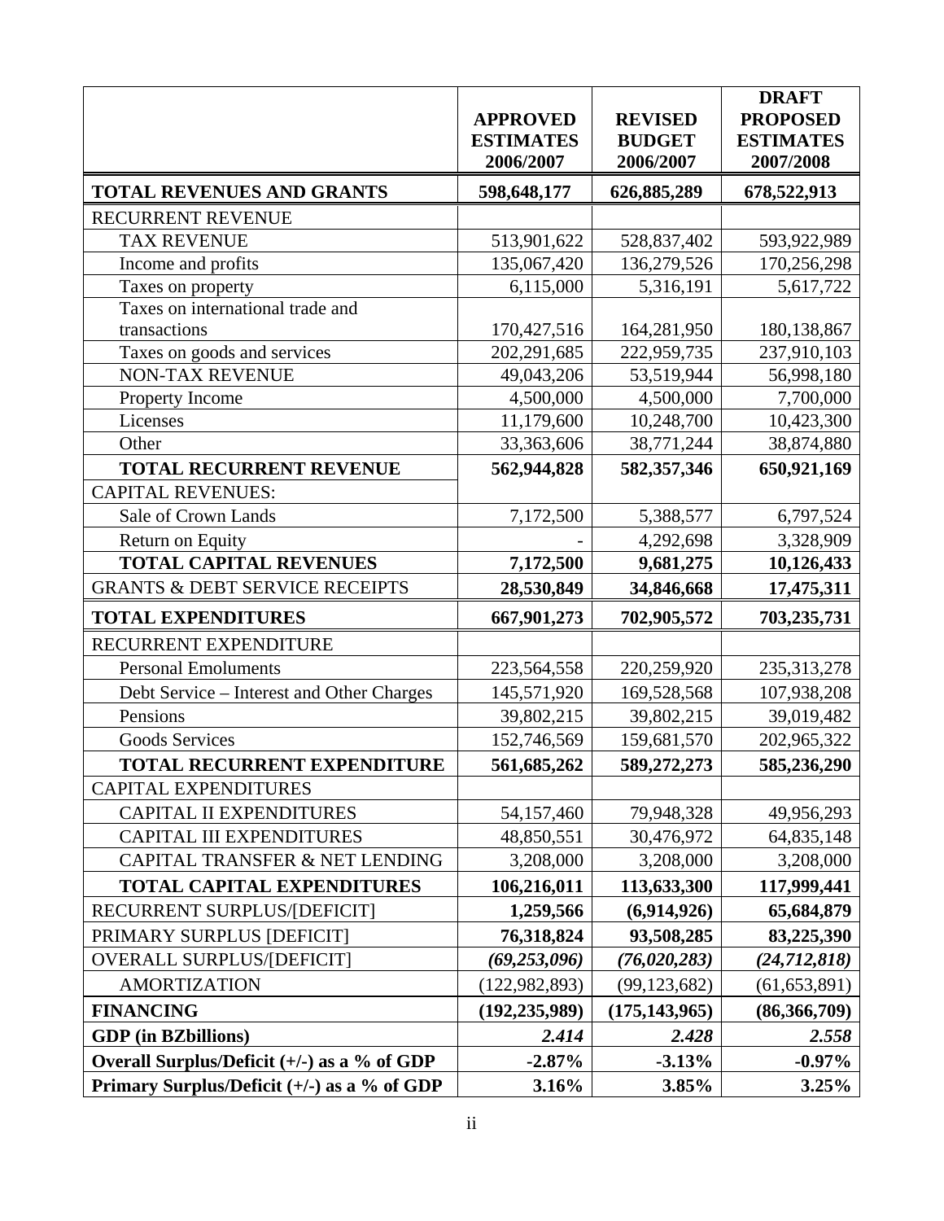| | APPROVED ESTIMATES 2006/2007 | REVISED BUDGET 2006/2007 | DRAFT PROPOSED ESTIMATES 2007/2008 |
|---|---|---|---|
| **TOTAL REVENUES AND GRANTS** | **598,648,177** | **626,885,289** | **678,522,913** |
| RECURRENT REVENUE | | | |
| TAX REVENUE | 513,901,622 | 528,837,402 | 593,922,989 |
| Income and profits | 135,067,420 | 136,279,526 | 170,256,298 |
| Taxes on property | 6,115,000 | 5,316,191 | 5,617,722 |
| Taxes on international trade and transactions | 170,427,516 | 164,281,950 | 180,138,867 |
| Taxes on goods and services | 202,291,685 | 222,959,735 | 237,910,103 |
| NON-TAX REVENUE | 49,043,206 | 53,519,944 | 56,998,180 |
| Property Income | 4,500,000 | 4,500,000 | 7,700,000 |
| Licenses | 11,179,600 | 10,248,700 | 10,423,300 |
| Other | 33,363,606 | 38,771,244 | 38,874,880 |
| **TOTAL RECURRENT REVENUE** | **562,944,828** | **582,357,346** | **650,921,169** |
| CAPITAL REVENUES: | | | |
| Sale of Crown Lands | 7,172,500 | 5,388,577 | 6,797,524 |
| Return on Equity | - | 4,292,698 | 3,328,909 |
| **TOTAL CAPITAL REVENUES** | **7,172,500** | **9,681,275** | **10,126,433** |
| GRANTS & DEBT SERVICE RECEIPTS | **28,530,849** | **34,846,668** | **17,475,311** |
| **TOTAL EXPENDITURES** | **667,901,273** | **702,905,572** | **703,235,731** |
| RECURRENT EXPENDITURE | | | |
| Personal Emoluments | 223,564,558 | 220,259,920 | 235,313,278 |
| Debt Service – Interest and Other Charges | 145,571,920 | 169,528,568 | 107,938,208 |
| Pensions | 39,802,215 | 39,802,215 | 39,019,482 |
| Goods Services | 152,746,569 | 159,681,570 | 202,965,322 |
| **TOTAL RECURRENT EXPENDITURE** | **561,685,262** | **589,272,273** | **585,236,290** |
| CAPITAL EXPENDITURES | | | |
| CAPITAL II EXPENDITURES | 54,157,460 | 79,948,328 | 49,956,293 |
| CAPITAL III EXPENDITURES | 48,850,551 | 30,476,972 | 64,835,148 |
| CAPITAL TRANSFER & NET LENDING | 3,208,000 | 3,208,000 | 3,208,000 |
| **TOTAL CAPITAL EXPENDITURES** | **106,216,011** | **113,633,300** | **117,999,441** |
| RECURRENT SURPLUS/[DEFICIT] | **1,259,566** | **(6,914,926)** | **65,684,879** |
| PRIMARY SURPLUS [DEFICIT] | **76,318,824** | **93,508,285** | **83,225,390** |
| OVERALL SURPLUS/[DEFICIT] | ***(69,253,096)*** | ***(76,020,283)*** | ***(24,712,818)*** |
| AMORTIZATION | (122,982,893) | (99,123,682) | (61,653,891) |
| **FINANCING** | **(192,235,989)** | **(175,143,965)** | **(86,366,709)** |
| **GDP (in BZbillions)** | ***2.414*** | ***2.428*** | ***2.558*** |
| **Overall Surplus/Deficit (+/-) as a % of GDP** | **-2.87%** | **-3.13%** | **-0.97%** |
| **Primary Surplus/Deficit (+/-) as a % of GDP** | **3.16%** | **3.85%** | **3.25%** |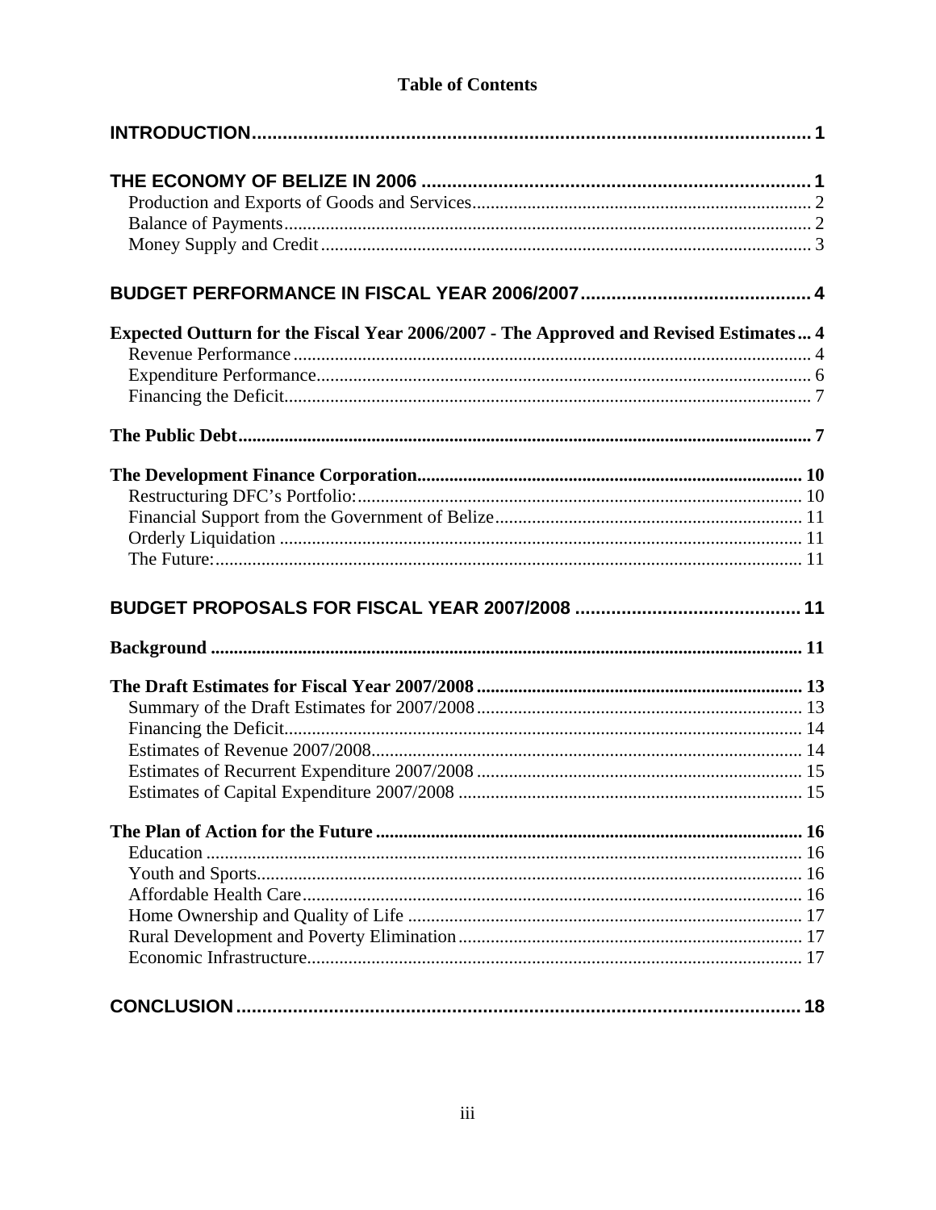# Table of Contents

**INTRODUCTION** ... 1

**THE ECONOMY OF BELIZE IN 2006** ... 1
- Production and Exports of Goods and Services ... 2
- Balance of Payments ... 2
- Money Supply and Credit ... 3

**BUDGET PERFORMANCE IN FISCAL YEAR 2006/2007** ... 4

**Expected Outturn for the Fiscal Year 2006/2007 - The Approved and Revised Estimates** ... 4
- Revenue Performance ... 4
- Expenditure Performance ... 6
- Financing the Deficit ... 7

**The Public Debt** ... 7

**The Development Finance Corporation** ... 10
- Restructuring DFC's Portfolio: ... 10
- Financial Support from the Government of Belize ... 11
- Orderly Liquidation ... 11
- The Future: ... 11

**BUDGET PROPOSALS FOR FISCAL YEAR 2007/2008** ... 11

**Background** ... 11

**The Draft Estimates for Fiscal Year 2007/2008** ... 13
- Summary of the Draft Estimates for 2007/2008 ... 13
- Financing the Deficit ... 14
- Estimates of Revenue 2007/2008 ... 14
- Estimates of Recurrent Expenditure 2007/2008 ... 15
- Estimates of Capital Expenditure 2007/2008 ... 15

**The Plan of Action for the Future** ... 16
- Education ... 16
- Youth and Sports ... 16
- Affordable Health Care ... 16
- Home Ownership and Quality of Life ... 17
- Rural Development and Poverty Elimination ... 17
- Economic Infrastructure ... 17

**CONCLUSION** ... 18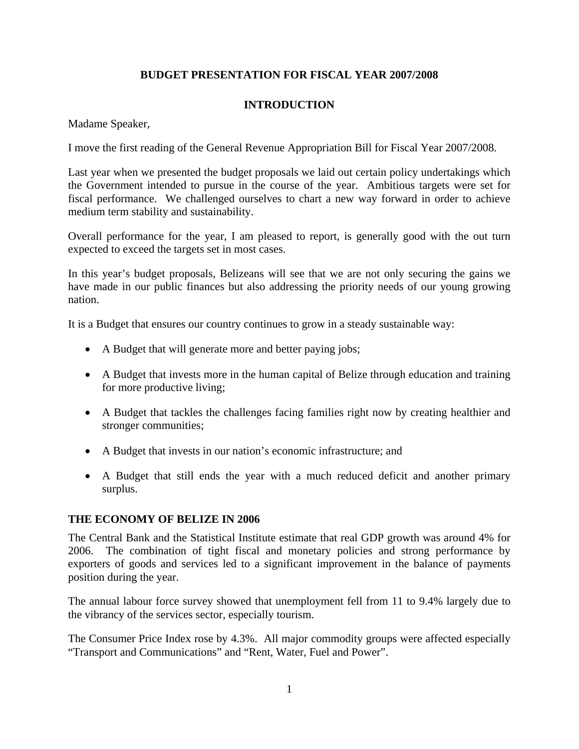## BUDGET PRESENTATION FOR FISCAL YEAR 2007/2008

## INTRODUCTION

Madame Speaker,

I move the first reading of the General Revenue Appropriation Bill for Fiscal Year 2007/2008.

Last year when we presented the budget proposals we laid out certain policy undertakings which the Government intended to pursue in the course of the year. Ambitious targets were set for fiscal performance. We challenged ourselves to chart a new way forward in order to achieve medium term stability and sustainability.

Overall performance for the year, I am pleased to report, is generally good with the out turn expected to exceed the targets set in most cases.

In this year's budget proposals, Belizeans will see that we are not only securing the gains we have made in our public finances but also addressing the priority needs of our young growing nation.

It is a Budget that ensures our country continues to grow in a steady sustainable way:

- A Budget that will generate more and better paying jobs;
- A Budget that invests more in the human capital of Belize through education and training for more productive living;
- A Budget that tackles the challenges facing families right now by creating healthier and stronger communities;
- A Budget that invests in our nation's economic infrastructure; and
- A Budget that still ends the year with a much reduced deficit and another primary surplus.

### THE ECONOMY OF BELIZE IN 2006

The Central Bank and the Statistical Institute estimate that real GDP growth was around 4% for 2006. The combination of tight fiscal and monetary policies and strong performance by exporters of goods and services led to a significant improvement in the balance of payments position during the year.

The annual labour force survey showed that unemployment fell from 11 to 9.4% largely due to the vibrancy of the services sector, especially tourism.

The Consumer Price Index rose by 4.3%. All major commodity groups were affected especially "Transport and Communications" and "Rent, Water, Fuel and Power".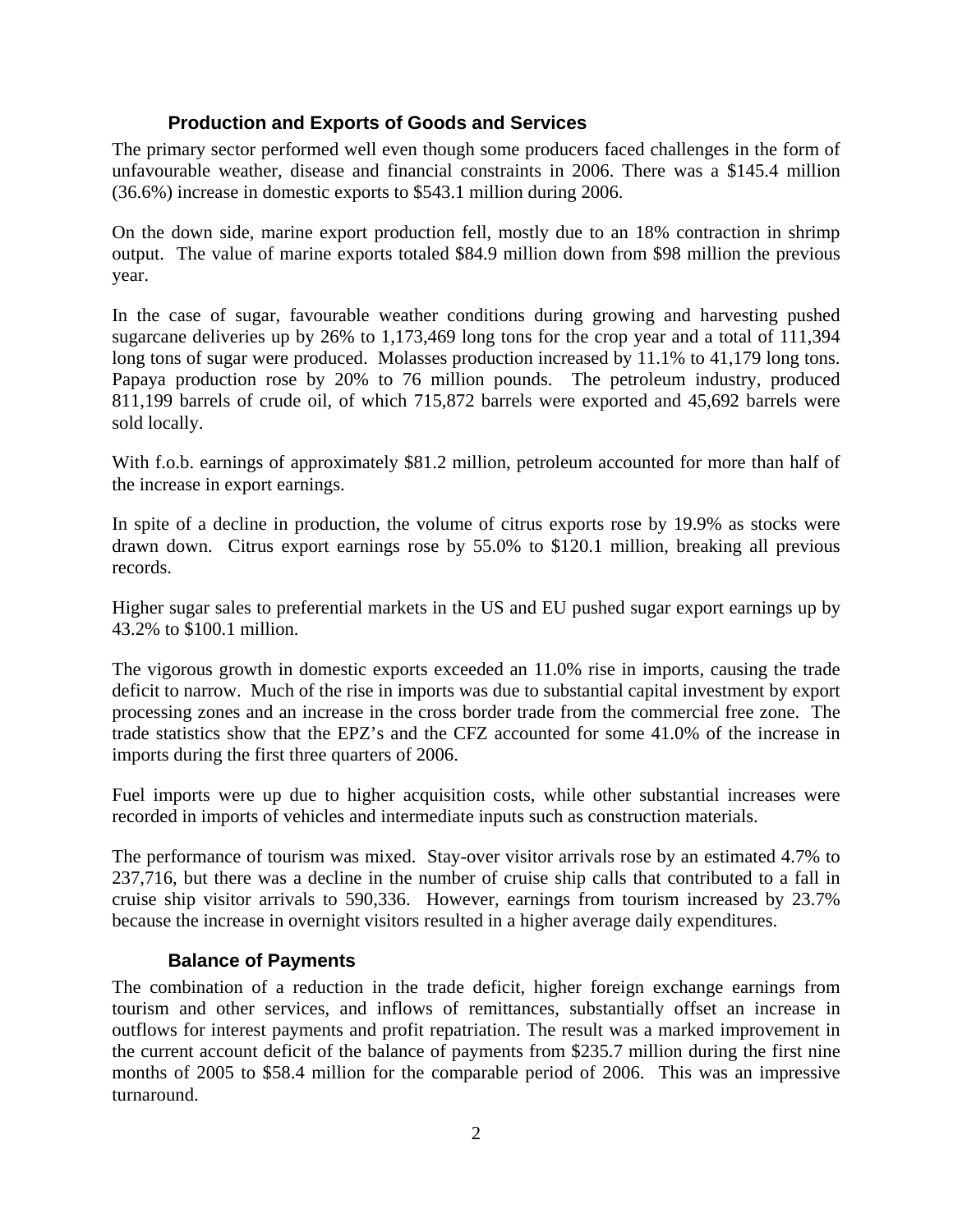### Production and Exports of Goods and Services

The primary sector performed well even though some producers faced challenges in the form of unfavourable weather, disease and financial constraints in 2006. There was a $145.4 million (36.6%) increase in domestic exports to $543.1 million during 2006.

On the down side, marine export production fell, mostly due to an 18% contraction in shrimp output. The value of marine exports totaled $84.9 million down from $98 million the previous year.

In the case of sugar, favourable weather conditions during growing and harvesting pushed sugarcane deliveries up by 26% to 1,173,469 long tons for the crop year and a total of 111,394 long tons of sugar were produced. Molasses production increased by 11.1% to 41,179 long tons. Papaya production rose by 20% to 76 million pounds. The petroleum industry, produced 811,199 barrels of crude oil, of which 715,872 barrels were exported and 45,692 barrels were sold locally.

With f.o.b. earnings of approximately $81.2 million, petroleum accounted for more than half of the increase in export earnings.

In spite of a decline in production, the volume of citrus exports rose by 19.9% as stocks were drawn down. Citrus export earnings rose by 55.0% to $120.1 million, breaking all previous records.

Higher sugar sales to preferential markets in the US and EU pushed sugar export earnings up by 43.2% to $100.1 million.

The vigorous growth in domestic exports exceeded an 11.0% rise in imports, causing the trade deficit to narrow. Much of the rise in imports was due to substantial capital investment by export processing zones and an increase in the cross border trade from the commercial free zone. The trade statistics show that the EPZ's and the CFZ accounted for some 41.0% of the increase in imports during the first three quarters of 2006.

Fuel imports were up due to higher acquisition costs, while other substantial increases were recorded in imports of vehicles and intermediate inputs such as construction materials.

The performance of tourism was mixed. Stay-over visitor arrivals rose by an estimated 4.7% to 237,716, but there was a decline in the number of cruise ship calls that contributed to a fall in cruise ship visitor arrivals to 590,336. However, earnings from tourism increased by 23.7% because the increase in overnight visitors resulted in a higher average daily expenditures.

### Balance of Payments

The combination of a reduction in the trade deficit, higher foreign exchange earnings from tourism and other services, and inflows of remittances, substantially offset an increase in outflows for interest payments and profit repatriation. The result was a marked improvement in the current account deficit of the balance of payments from $235.7 million during the first nine months of 2005 to $58.4 million for the comparable period of 2006. This was an impressive turnaround.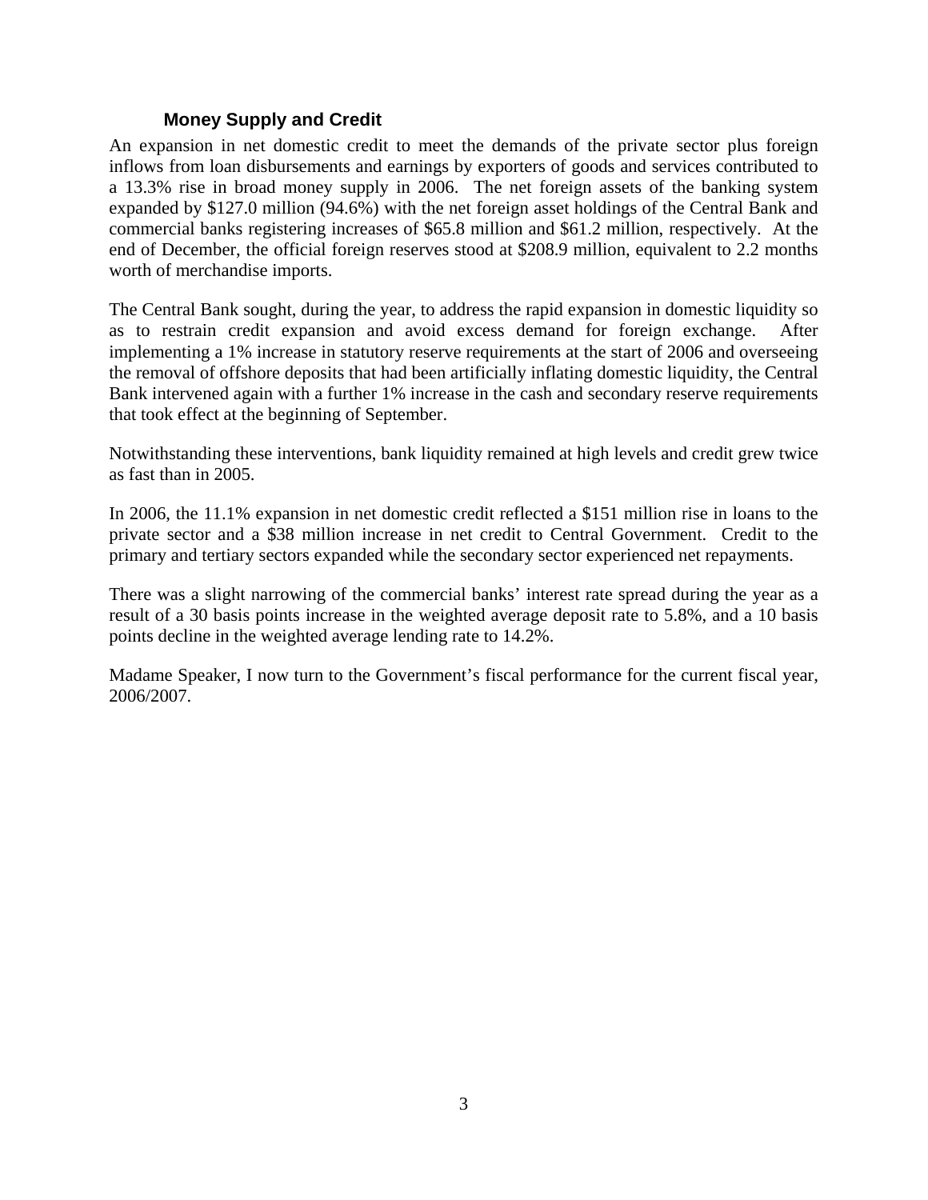### Money Supply and Credit

An expansion in net domestic credit to meet the demands of the private sector plus foreign inflows from loan disbursements and earnings by exporters of goods and services contributed to a 13.3% rise in broad money supply in 2006. The net foreign assets of the banking system expanded by $127.0 million (94.6%) with the net foreign asset holdings of the Central Bank and commercial banks registering increases of $65.8 million and $61.2 million, respectively. At the end of December, the official foreign reserves stood at $208.9 million, equivalent to 2.2 months worth of merchandise imports.

The Central Bank sought, during the year, to address the rapid expansion in domestic liquidity so as to restrain credit expansion and avoid excess demand for foreign exchange. After implementing a 1% increase in statutory reserve requirements at the start of 2006 and overseeing the removal of offshore deposits that had been artificially inflating domestic liquidity, the Central Bank intervened again with a further 1% increase in the cash and secondary reserve requirements that took effect at the beginning of September.

Notwithstanding these interventions, bank liquidity remained at high levels and credit grew twice as fast than in 2005.

In 2006, the 11.1% expansion in net domestic credit reflected a $151 million rise in loans to the private sector and a $38 million increase in net credit to Central Government. Credit to the primary and tertiary sectors expanded while the secondary sector experienced net repayments.

There was a slight narrowing of the commercial banks' interest rate spread during the year as a result of a 30 basis points increase in the weighted average deposit rate to 5.8%, and a 10 basis points decline in the weighted average lending rate to 14.2%.

Madame Speaker, I now turn to the Government's fiscal performance for the current fiscal year, 2006/2007.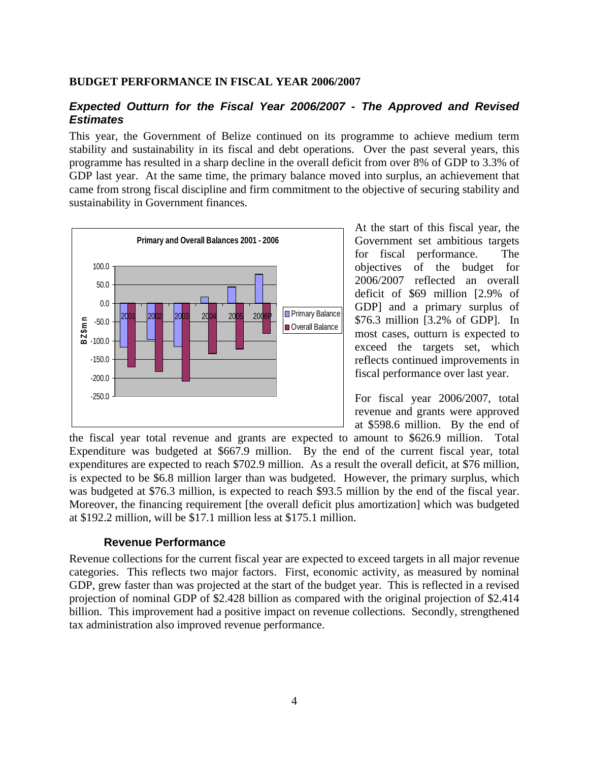**BUDGET PERFORMANCE IN FISCAL YEAR 2006/2007**

## *Expected Outturn for the Fiscal Year 2006/2007 - The Approved and Revised Estimates*

This year, the Government of Belize continued on its programme to achieve medium term stability and sustainability in its fiscal and debt operations. Over the past several years, this programme has resulted in a sharp decline in the overall deficit from over 8% of GDP to 3.3% of GDP last year. At the same time, the primary balance moved into surplus, an achievement that came from strong fiscal discipline and firm commitment to the objective of securing stability and sustainability in Government finances.

At the start of this fiscal year, the Government set ambitious targets for fiscal performance. The objectives of the budget for 2006/2007 reflected an overall deficit of $69 million [2.9% of GDP] and a primary surplus of $76.3 million [3.2% of GDP]. In most cases, outturn is expected to exceed the targets set, which reflects continued improvements in fiscal performance over last year.

For fiscal year 2006/2007, total revenue and grants were approved at $598.6 million. By the end of the fiscal year total revenue and grants are expected to amount to $626.9 million. Total Expenditure was budgeted at $667.9 million. By the end of the current fiscal year, total expenditures are expected to reach $702.9 million. As a result the overall deficit, at $76 million, is expected to be $6.8 million larger than was budgeted. However, the primary surplus, which was budgeted at $76.3 million, is expected to reach $93.5 million by the end of the fiscal year. Moreover, the financing requirement [the overall deficit plus amortization] which was budgeted at $192.2 million, will be $17.1 million less at $175.1 million.

### Revenue Performance

Revenue collections for the current fiscal year are expected to exceed targets in all major revenue categories. This reflects two major factors. First, economic activity, as measured by nominal GDP, grew faster than was projected at the start of the budget year. This is reflected in a revised projection of nominal GDP of $2.428 billion as compared with the original projection of $2.414 billion. This improvement had a positive impact on revenue collections. Secondly, strengthened tax administration also improved revenue performance.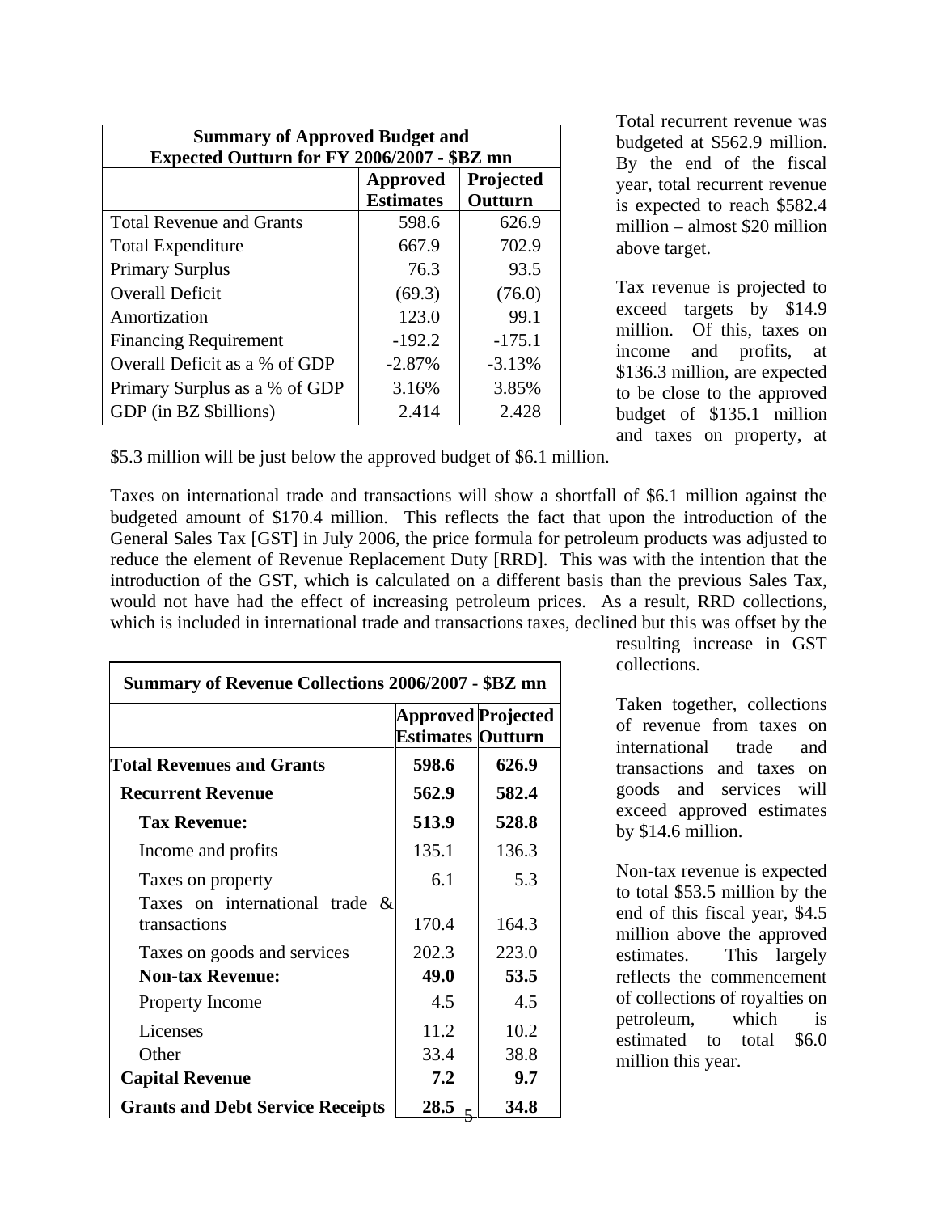| Summary of Approved Budget and Expected Outturn for FY 2006/2007 - $BZ mn | | |
|---|---|---|
| | **Approved Estimates** | **Projected Outturn** |
| Total Revenue and Grants | 598.6 | 626.9 |
| Total Expenditure | 667.9 | 702.9 |
| Primary Surplus | 76.3 | 93.5 |
| Overall Deficit | (69.3) | (76.0) |
| Amortization | 123.0 | 99.1 |
| Financing Requirement | -192.2 | -175.1 |
| Overall Deficit as a % of GDP | -2.87% | -3.13% |
| Primary Surplus as a % of GDP | 3.16% | 3.85% |
| GDP (in BZ $billions) | 2.414 | 2.428 |

Total recurrent revenue was budgeted at $562.9 million. By the end of the fiscal year, total recurrent revenue is expected to reach $582.4 million – almost $20 million above target.

Tax revenue is projected to exceed targets by $14.9 million. Of this, taxes on income and profits, at $136.3 million, are expected to be close to the approved budget of $135.1 million and taxes on property, at $5.3 million will be just below the approved budget of $6.1 million.

Taxes on international trade and transactions will show a shortfall of $6.1 million against the budgeted amount of $170.4 million. This reflects the fact that upon the introduction of the General Sales Tax [GST] in July 2006, the price formula for petroleum products was adjusted to reduce the element of Revenue Replacement Duty [RRD]. This was with the intention that the introduction of the GST, which is calculated on a different basis than the previous Sales Tax, would not have had the effect of increasing petroleum prices. As a result, RRD collections, which is included in international trade and transactions taxes, declined but this was offset by the resulting increase in GST collections.

| Summary of Revenue Collections 2006/2007 - $BZ mn | | |
|---|---|---|
| | **Approved Estimates** | **Projected Outturn** |
| **Total Revenues and Grants** | **598.6** | **626.9** |
| **Recurrent Revenue** | **562.9** | **582.4** |
| **Tax Revenue:** | **513.9** | **528.8** |
| Income and profits | 135.1 | 136.3 |
| Taxes on property | 6.1 | 5.3 |
| Taxes on international trade & transactions | 170.4 | 164.3 |
| Taxes on goods and services | 202.3 | 223.0 |
| **Non-tax Revenue:** | **49.0** | **53.5** |
| Property Income | 4.5 | 4.5 |
| Licenses | 11.2 | 10.2 |
| Other | 33.4 | 38.8 |
| **Capital Revenue** | **7.2** | **9.7** |
| **Grants and Debt Service Receipts** | **28.5** | **34.8** |

Taken together, collections of revenue from taxes on international trade and transactions and taxes on goods and services will exceed approved estimates by $14.6 million.

Non-tax revenue is expected to total $53.5 million by the end of this fiscal year, $4.5 million above the approved estimates. This largely reflects the commencement of collections of royalties on petroleum, which is estimated to total $6.0 million this year.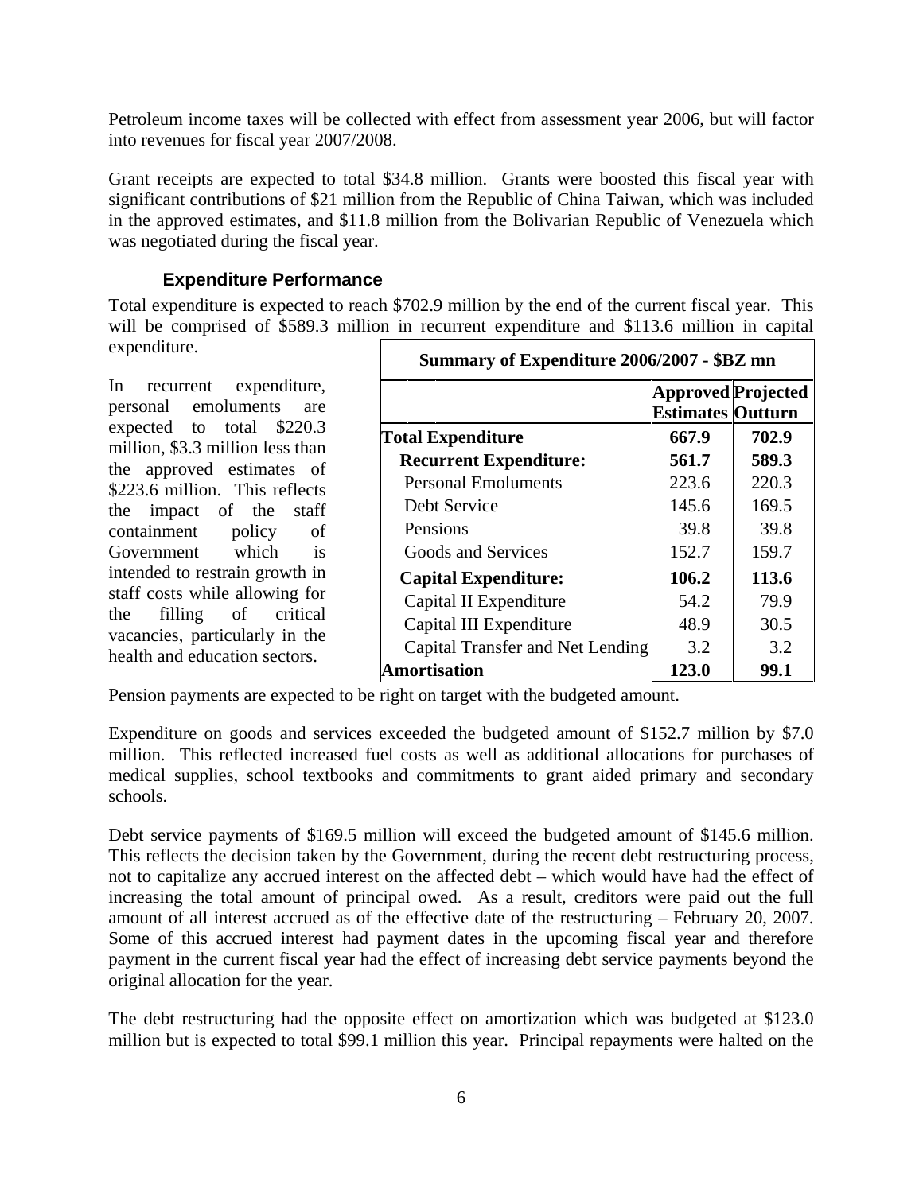Petroleum income taxes will be collected with effect from assessment year 2006, but will factor into revenues for fiscal year 2007/2008.

Grant receipts are expected to total $34.8 million. Grants were boosted this fiscal year with significant contributions of $21 million from the Republic of China Taiwan, which was included in the approved estimates, and $11.8 million from the Bolivarian Republic of Venezuela which was negotiated during the fiscal year.

### Expenditure Performance

Total expenditure is expected to reach $702.9 million by the end of the current fiscal year. This will be comprised of $589.3 million in recurrent expenditure and $113.6 million in capital expenditure.

In recurrent expenditure, personal emoluments are expected to total $220.3 million, $3.3 million less than the approved estimates of $223.6 million. This reflects the impact of the staff containment policy of Government which is intended to restrain growth in staff costs while allowing for the filling of critical vacancies, particularly in the health and education sectors.

| Summary of Expenditure 2006/2007 - $BZ mn | | |
|---|---|---|
| | **Approved Estimates** | **Projected Outturn** |
| **Total Expenditure** | **667.9** | **702.9** |
| **Recurrent Expenditure:** | **561.7** | **589.3** |
| Personal Emoluments | 223.6 | 220.3 |
| Debt Service | 145.6 | 169.5 |
| Pensions | 39.8 | 39.8 |
| Goods and Services | 152.7 | 159.7 |
| **Capital Expenditure:** | **106.2** | **113.6** |
| Capital II Expenditure | 54.2 | 79.9 |
| Capital III Expenditure | 48.9 | 30.5 |
| Capital Transfer and Net Lending | 3.2 | 3.2 |
| **Amortisation** | **123.0** | **99.1** |

Pension payments are expected to be right on target with the budgeted amount.

Expenditure on goods and services exceeded the budgeted amount of $152.7 million by $7.0 million. This reflected increased fuel costs as well as additional allocations for purchases of medical supplies, school textbooks and commitments to grant aided primary and secondary schools.

Debt service payments of $169.5 million will exceed the budgeted amount of $145.6 million. This reflects the decision taken by the Government, during the recent debt restructuring process, not to capitalize any accrued interest on the affected debt – which would have had the effect of increasing the total amount of principal owed. As a result, creditors were paid out the full amount of all interest accrued as of the effective date of the restructuring – February 20, 2007. Some of this accrued interest had payment dates in the upcoming fiscal year and therefore payment in the current fiscal year had the effect of increasing debt service payments beyond the original allocation for the year.

The debt restructuring had the opposite effect on amortization which was budgeted at $123.0 million but is expected to total $99.1 million this year. Principal repayments were halted on the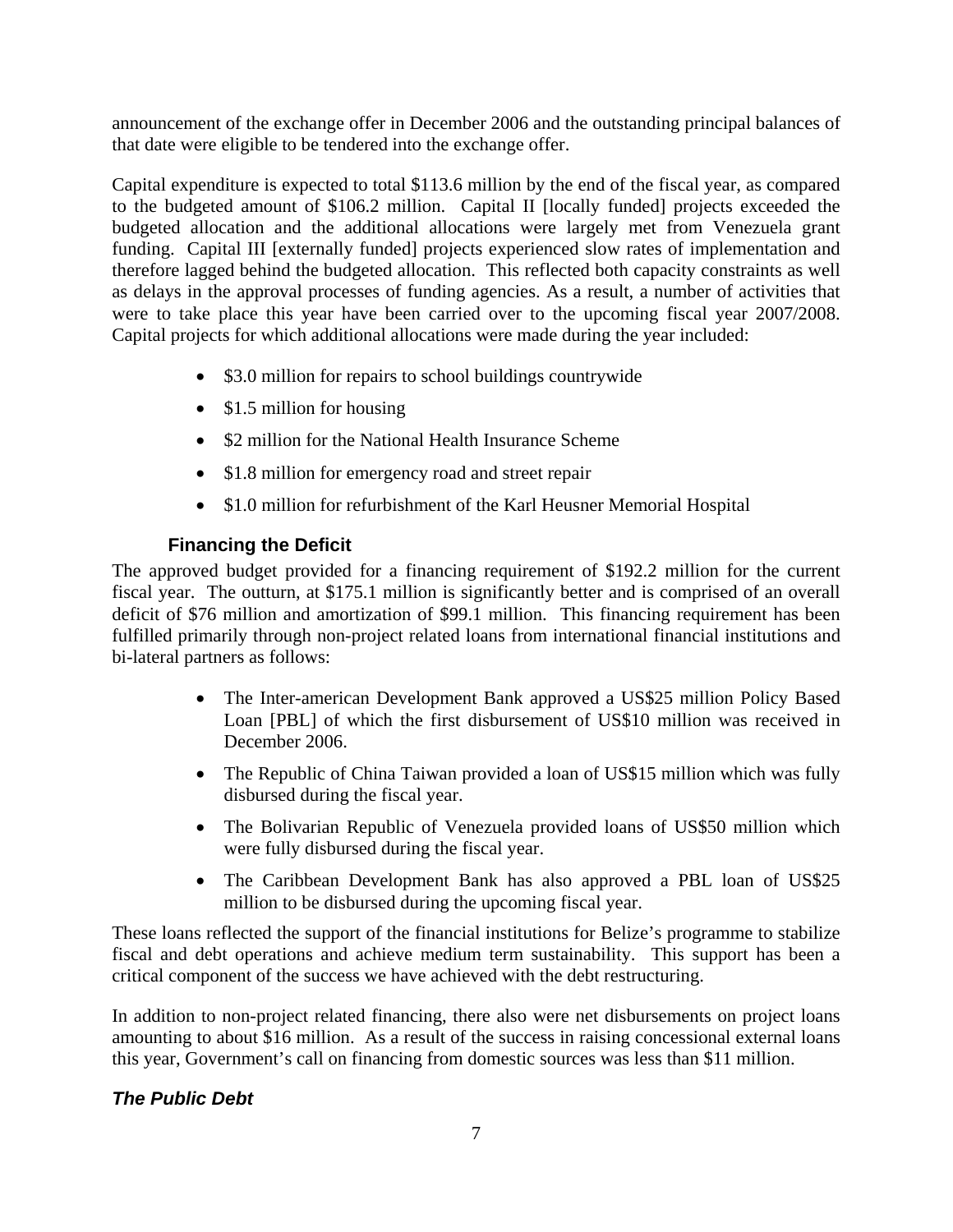announcement of the exchange offer in December 2006 and the outstanding principal balances of that date were eligible to be tendered into the exchange offer.

Capital expenditure is expected to total $113.6 million by the end of the fiscal year, as compared to the budgeted amount of $106.2 million. Capital II [locally funded] projects exceeded the budgeted allocation and the additional allocations were largely met from Venezuela grant funding. Capital III [externally funded] projects experienced slow rates of implementation and therefore lagged behind the budgeted allocation. This reflected both capacity constraints as well as delays in the approval processes of funding agencies. As a result, a number of activities that were to take place this year have been carried over to the upcoming fiscal year 2007/2008. Capital projects for which additional allocations were made during the year included:

- $3.0 million for repairs to school buildings countrywide
- $1.5 million for housing
- $2 million for the National Health Insurance Scheme
- $1.8 million for emergency road and street repair
- $1.0 million for refurbishment of the Karl Heusner Memorial Hospital

### Financing the Deficit

The approved budget provided for a financing requirement of $192.2 million for the current fiscal year. The outturn, at $175.1 million is significantly better and is comprised of an overall deficit of $76 million and amortization of $99.1 million. This financing requirement has been fulfilled primarily through non-project related loans from international financial institutions and bi-lateral partners as follows:

- The Inter-american Development Bank approved a US$25 million Policy Based Loan [PBL] of which the first disbursement of US$10 million was received in December 2006.
- The Republic of China Taiwan provided a loan of US$15 million which was fully disbursed during the fiscal year.
- The Bolivarian Republic of Venezuela provided loans of US$50 million which were fully disbursed during the fiscal year.
- The Caribbean Development Bank has also approved a PBL loan of US$25 million to be disbursed during the upcoming fiscal year.

These loans reflected the support of the financial institutions for Belize's programme to stabilize fiscal and debt operations and achieve medium term sustainability. This support has been a critical component of the success we have achieved with the debt restructuring.

In addition to non-project related financing, there also were net disbursements on project loans amounting to about $16 million. As a result of the success in raising concessional external loans this year, Government's call on financing from domestic sources was less than $11 million.

### *The Public Debt*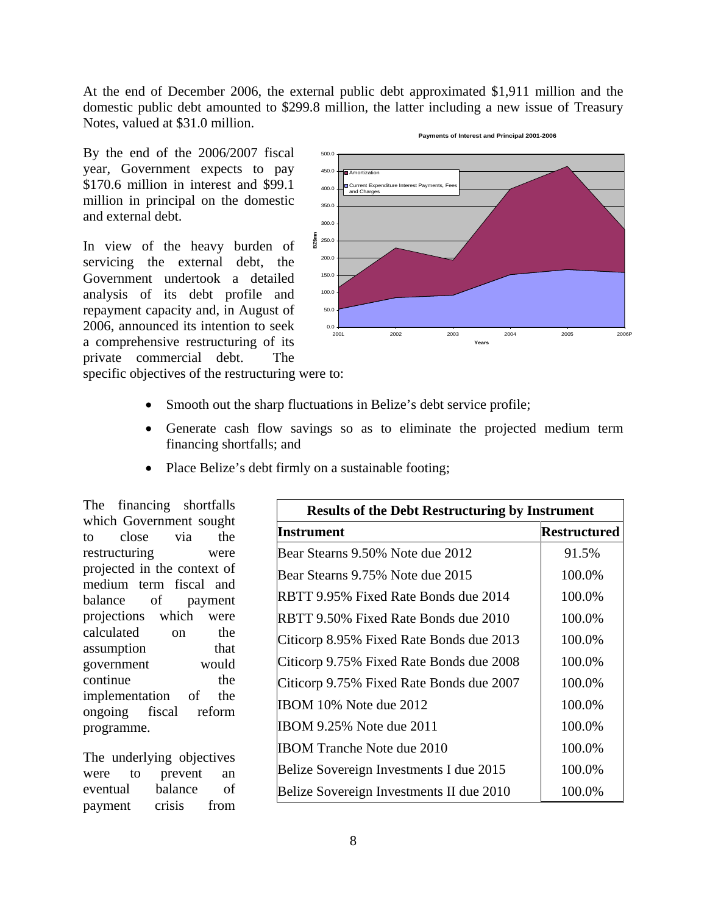At the end of December 2006, the external public debt approximated $1,911 million and the domestic public debt amounted to $299.8 million, the latter including a new issue of Treasury Notes, valued at $31.0 million.

By the end of the 2006/2007 fiscal year, Government expects to pay $170.6 million in interest and $99.1 million in principal on the domestic and external debt.

In view of the heavy burden of servicing the external debt, the Government undertook a detailed analysis of its debt profile and repayment capacity and, in August of 2006, announced its intention to seek a comprehensive restructuring of its private commercial debt. The specific objectives of the restructuring were to:

- Smooth out the sharp fluctuations in Belize's debt service profile;
- Generate cash flow savings so as to eliminate the projected medium term financing shortfalls; and
- Place Belize's debt firmly on a sustainable footing;

The financing shortfalls which Government sought to close via the restructuring were projected in the context of medium term fiscal and balance of payment projections which were calculated on the assumption that government would continue the implementation of the ongoing fiscal reform programme.

The underlying objectives were to prevent an eventual balance of payment crisis from

| Results of the Debt Restructuring by Instrument | |
|---|---|
| **Instrument** | **Restructured** |
| Bear Stearns 9.50% Note due 2012 | 91.5% |
| Bear Stearns 9.75% Note due 2015 | 100.0% |
| RBTT 9.95% Fixed Rate Bonds due 2014 | 100.0% |
| RBTT 9.50% Fixed Rate Bonds due 2010 | 100.0% |
| Citicorp 8.95% Fixed Rate Bonds due 2013 | 100.0% |
| Citicorp 9.75% Fixed Rate Bonds due 2008 | 100.0% |
| Citicorp 9.75% Fixed Rate Bonds due 2007 | 100.0% |
| IBOM 10% Note due 2012 | 100.0% |
| IBOM 9.25% Note due 2011 | 100.0% |
| IBOM Tranche Note due 2010 | 100.0% |
| Belize Sovereign Investments I due 2015 | 100.0% |
| Belize Sovereign Investments II due 2010 | 100.0% |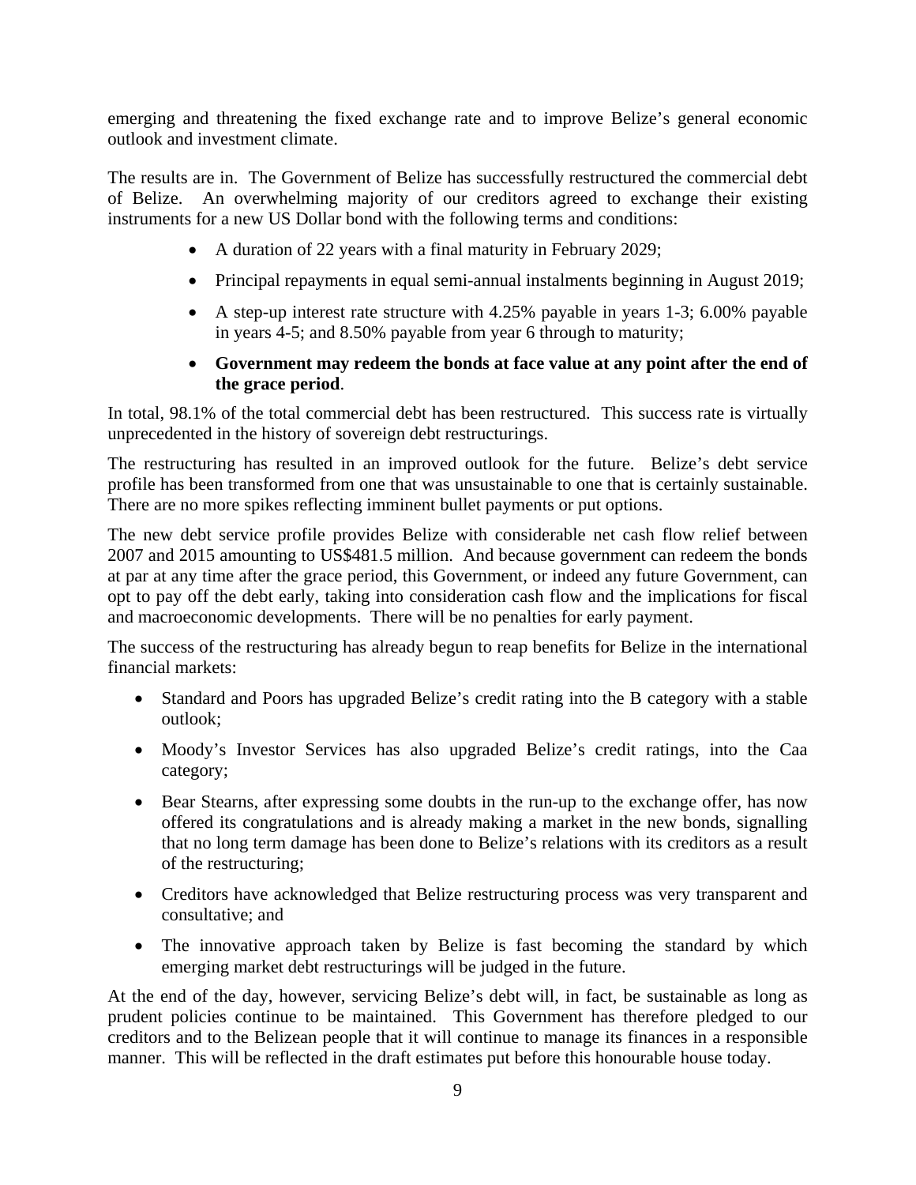emerging and threatening the fixed exchange rate and to improve Belize's general economic outlook and investment climate.

The results are in. The Government of Belize has successfully restructured the commercial debt of Belize. An overwhelming majority of our creditors agreed to exchange their existing instruments for a new US Dollar bond with the following terms and conditions:

- A duration of 22 years with a final maturity in February 2029;
- Principal repayments in equal semi-annual instalments beginning in August 2019;
- A step-up interest rate structure with 4.25% payable in years 1-3; 6.00% payable in years 4-5; and 8.50% payable from year 6 through to maturity;
- **Government may redeem the bonds at face value at any point after the end of the grace period**.

In total, 98.1% of the total commercial debt has been restructured. This success rate is virtually unprecedented in the history of sovereign debt restructurings.

The restructuring has resulted in an improved outlook for the future. Belize's debt service profile has been transformed from one that was unsustainable to one that is certainly sustainable. There are no more spikes reflecting imminent bullet payments or put options.

The new debt service profile provides Belize with considerable net cash flow relief between 2007 and 2015 amounting to US$481.5 million. And because government can redeem the bonds at par at any time after the grace period, this Government, or indeed any future Government, can opt to pay off the debt early, taking into consideration cash flow and the implications for fiscal and macroeconomic developments. There will be no penalties for early payment.

The success of the restructuring has already begun to reap benefits for Belize in the international financial markets:

- Standard and Poors has upgraded Belize's credit rating into the B category with a stable outlook;
- Moody's Investor Services has also upgraded Belize's credit ratings, into the Caa category;
- Bear Stearns, after expressing some doubts in the run-up to the exchange offer, has now offered its congratulations and is already making a market in the new bonds, signalling that no long term damage has been done to Belize's relations with its creditors as a result of the restructuring;
- Creditors have acknowledged that Belize restructuring process was very transparent and consultative; and
- The innovative approach taken by Belize is fast becoming the standard by which emerging market debt restructurings will be judged in the future.

At the end of the day, however, servicing Belize's debt will, in fact, be sustainable as long as prudent policies continue to be maintained. This Government has therefore pledged to our creditors and to the Belizean people that it will continue to manage its finances in a responsible manner. This will be reflected in the draft estimates put before this honourable house today.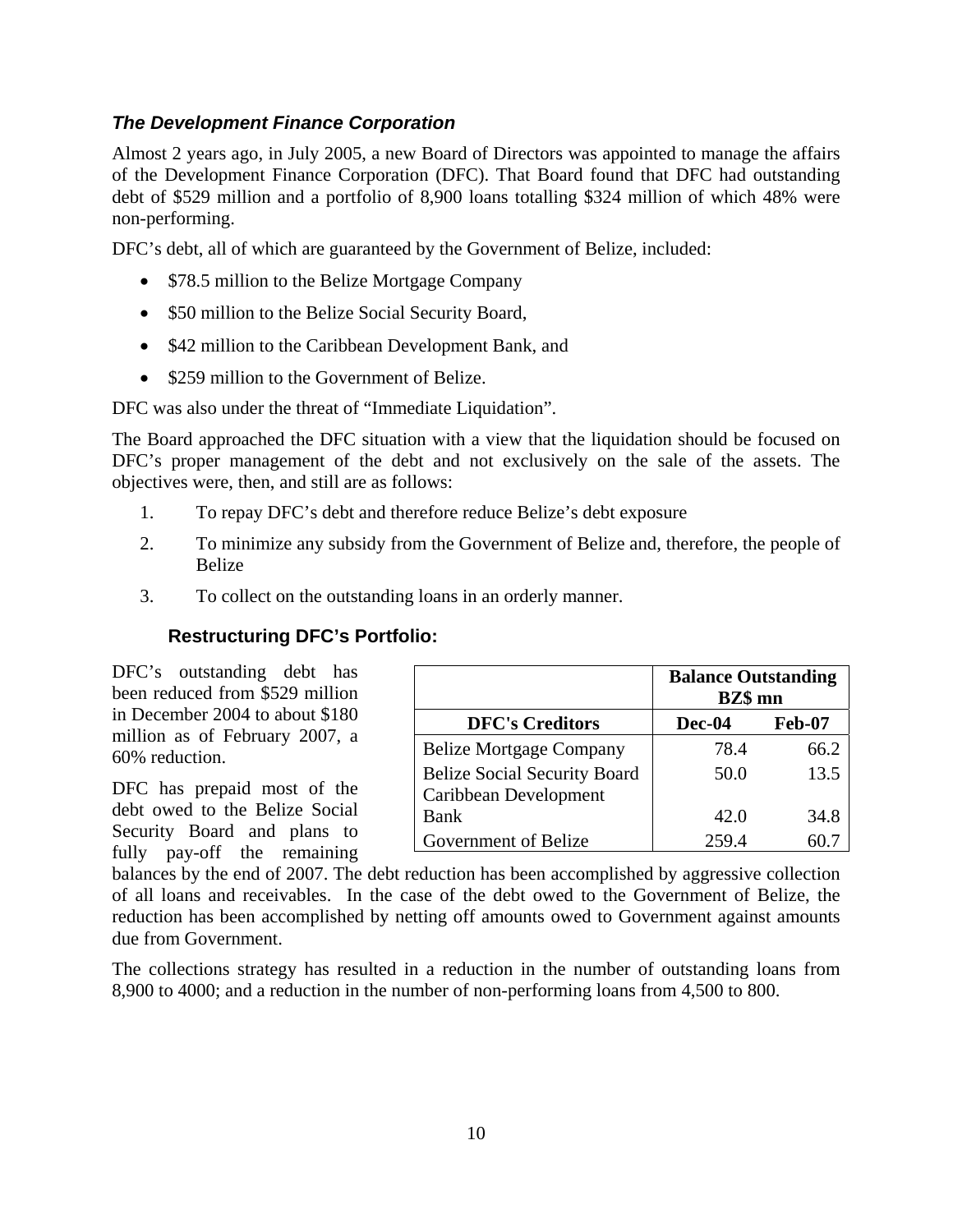### *The Development Finance Corporation*

Almost 2 years ago, in July 2005, a new Board of Directors was appointed to manage the affairs of the Development Finance Corporation (DFC). That Board found that DFC had outstanding debt of $529 million and a portfolio of 8,900 loans totalling $324 million of which 48% were non-performing.

DFC's debt, all of which are guaranteed by the Government of Belize, included:

- $78.5 million to the Belize Mortgage Company
- $50 million to the Belize Social Security Board,
- $42 million to the Caribbean Development Bank, and
- $259 million to the Government of Belize.

DFC was also under the threat of "Immediate Liquidation".

The Board approached the DFC situation with a view that the liquidation should be focused on DFC's proper management of the debt and not exclusively on the sale of the assets. The objectives were, then, and still are as follows:

1. To repay DFC's debt and therefore reduce Belize's debt exposure
2. To minimize any subsidy from the Government of Belize and, therefore, the people of Belize
3. To collect on the outstanding loans in an orderly manner.

#### Restructuring DFC's Portfolio:

DFC's outstanding debt has been reduced from $529 million in December 2004 to about $180 million as of February 2007, a 60% reduction.

| | Balance Outstanding BZ$ mn | |
|---|---|---|
| **DFC's Creditors** | **Dec-04** | **Feb-07** |
| Belize Mortgage Company | 78.4 | 66.2 |
| Belize Social Security Board | 50.0 | 13.5 |
| Caribbean Development Bank | 42.0 | 34.8 |
| Government of Belize | 259.4 | 60.7 |

DFC has prepaid most of the debt owed to the Belize Social Security Board and plans to fully pay-off the remaining balances by the end of 2007. The debt reduction has been accomplished by aggressive collection of all loans and receivables. In the case of the debt owed to the Government of Belize, the reduction has been accomplished by netting off amounts owed to Government against amounts due from Government.

The collections strategy has resulted in a reduction in the number of outstanding loans from 8,900 to 4000; and a reduction in the number of non-performing loans from 4,500 to 800.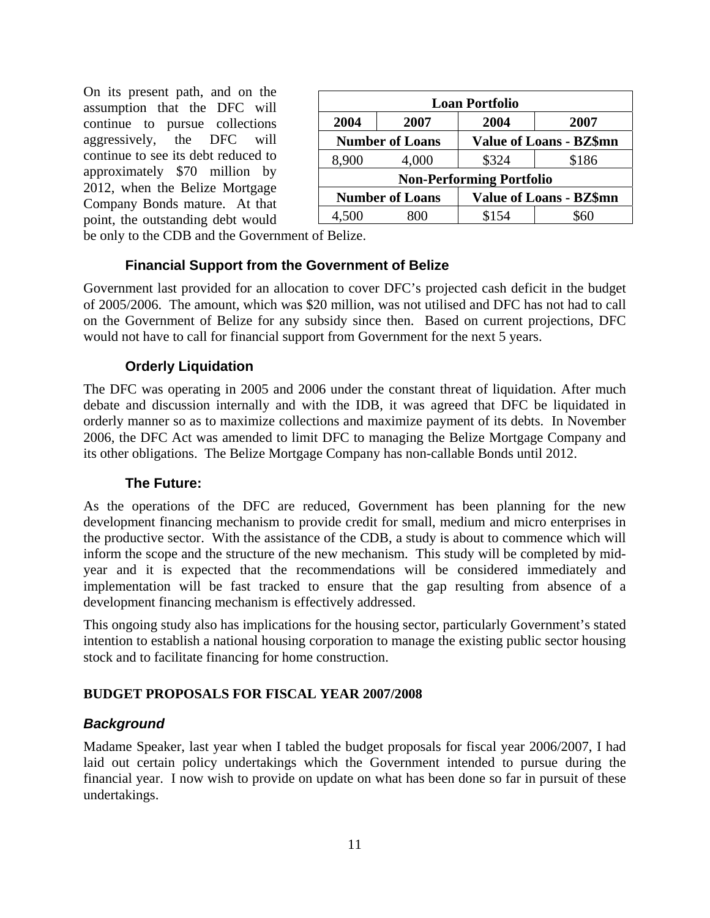On its present path, and on the assumption that the DFC will continue to pursue collections aggressively, the DFC will continue to see its debt reduced to approximately $70 million by 2012, when the Belize Mortgage Company Bonds mature. At that point, the outstanding debt would be only to the CDB and the Government of Belize.

| Loan Portfolio | | | |
|---|---|---|---|
| 2004 | 2007 | 2004 | 2007 |
| Number of Loans | | Value of Loans - BZ$mn | |
| 8,900 | 4,000 | $324 | $186 |
| Non-Performing Portfolio | | | |
| Number of Loans | | Value of Loans - BZ$mn | |
| 4,500 | 800 | $154 | $60 |

### Financial Support from the Government of Belize

Government last provided for an allocation to cover DFC's projected cash deficit in the budget of 2005/2006. The amount, which was $20 million, was not utilised and DFC has not had to call on the Government of Belize for any subsidy since then. Based on current projections, DFC would not have to call for financial support from Government for the next 5 years.

### Orderly Liquidation

The DFC was operating in 2005 and 2006 under the constant threat of liquidation. After much debate and discussion internally and with the IDB, it was agreed that DFC be liquidated in orderly manner so as to maximize collections and maximize payment of its debts. In November 2006, the DFC Act was amended to limit DFC to managing the Belize Mortgage Company and its other obligations. The Belize Mortgage Company has non-callable Bonds until 2012.

### The Future:

As the operations of the DFC are reduced, Government has been planning for the new development financing mechanism to provide credit for small, medium and micro enterprises in the productive sector. With the assistance of the CDB, a study is about to commence which will inform the scope and the structure of the new mechanism. This study will be completed by mid-year and it is expected that the recommendations will be considered immediately and implementation will be fast tracked to ensure that the gap resulting from absence of a development financing mechanism is effectively addressed.

This ongoing study also has implications for the housing sector, particularly Government's stated intention to establish a national housing corporation to manage the existing public sector housing stock and to facilitate financing for home construction.

## BUDGET PROPOSALS FOR FISCAL YEAR 2007/2008

### *Background*

Madame Speaker, last year when I tabled the budget proposals for fiscal year 2006/2007, I had laid out certain policy undertakings which the Government intended to pursue during the financial year. I now wish to provide on update on what has been done so far in pursuit of these undertakings.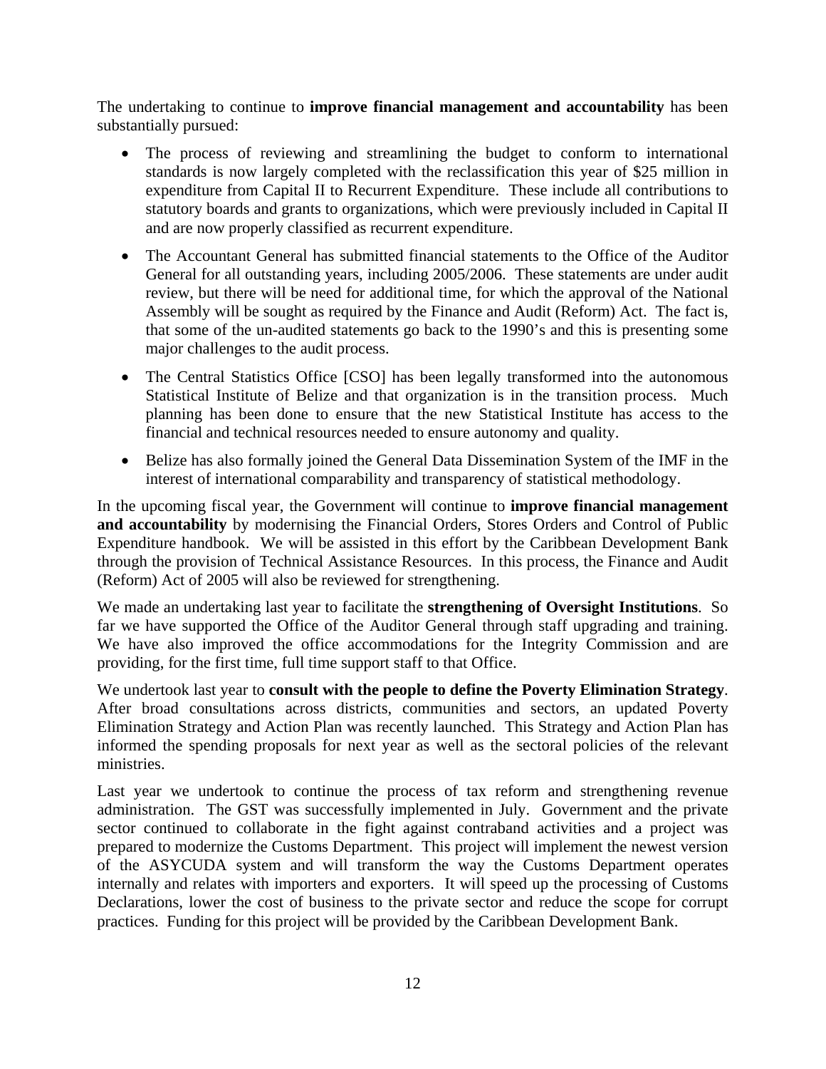The undertaking to continue to **improve financial management and accountability** has been substantially pursued:

- The process of reviewing and streamlining the budget to conform to international standards is now largely completed with the reclassification this year of $25 million in expenditure from Capital II to Recurrent Expenditure. These include all contributions to statutory boards and grants to organizations, which were previously included in Capital II and are now properly classified as recurrent expenditure.
- The Accountant General has submitted financial statements to the Office of the Auditor General for all outstanding years, including 2005/2006. These statements are under audit review, but there will be need for additional time, for which the approval of the National Assembly will be sought as required by the Finance and Audit (Reform) Act. The fact is, that some of the un-audited statements go back to the 1990's and this is presenting some major challenges to the audit process.
- The Central Statistics Office [CSO] has been legally transformed into the autonomous Statistical Institute of Belize and that organization is in the transition process. Much planning has been done to ensure that the new Statistical Institute has access to the financial and technical resources needed to ensure autonomy and quality.
- Belize has also formally joined the General Data Dissemination System of the IMF in the interest of international comparability and transparency of statistical methodology.

In the upcoming fiscal year, the Government will continue to **improve financial management and accountability** by modernising the Financial Orders, Stores Orders and Control of Public Expenditure handbook. We will be assisted in this effort by the Caribbean Development Bank through the provision of Technical Assistance Resources. In this process, the Finance and Audit (Reform) Act of 2005 will also be reviewed for strengthening.

We made an undertaking last year to facilitate the **strengthening of Oversight Institutions**. So far we have supported the Office of the Auditor General through staff upgrading and training. We have also improved the office accommodations for the Integrity Commission and are providing, for the first time, full time support staff to that Office.

We undertook last year to **consult with the people to define the Poverty Elimination Strategy**. After broad consultations across districts, communities and sectors, an updated Poverty Elimination Strategy and Action Plan was recently launched. This Strategy and Action Plan has informed the spending proposals for next year as well as the sectoral policies of the relevant ministries.

Last year we undertook to continue the process of tax reform and strengthening revenue administration. The GST was successfully implemented in July. Government and the private sector continued to collaborate in the fight against contraband activities and a project was prepared to modernize the Customs Department. This project will implement the newest version of the ASYCUDA system and will transform the way the Customs Department operates internally and relates with importers and exporters. It will speed up the processing of Customs Declarations, lower the cost of business to the private sector and reduce the scope for corrupt practices. Funding for this project will be provided by the Caribbean Development Bank.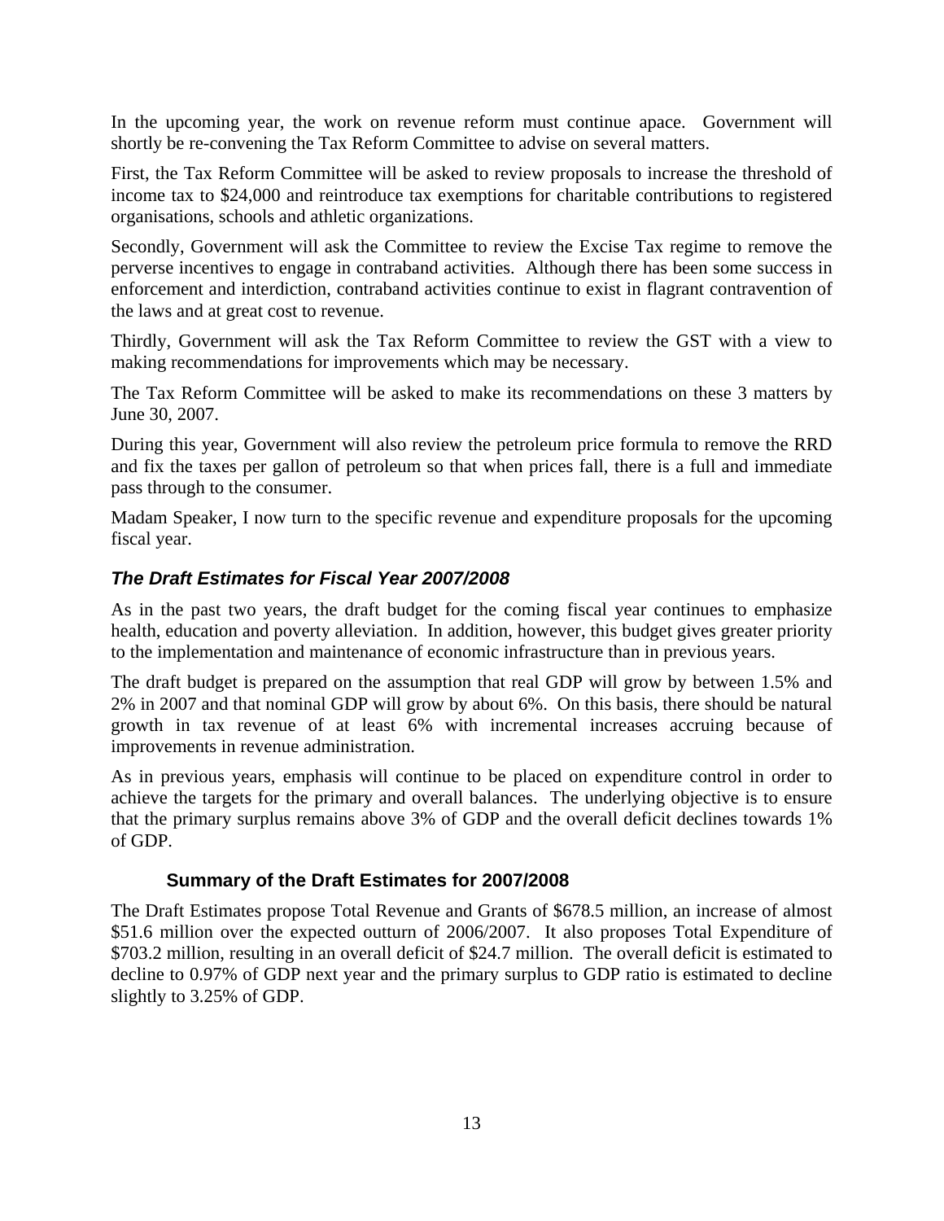In the upcoming year, the work on revenue reform must continue apace. Government will shortly be re-convening the Tax Reform Committee to advise on several matters.

First, the Tax Reform Committee will be asked to review proposals to increase the threshold of income tax to $24,000 and reintroduce tax exemptions for charitable contributions to registered organisations, schools and athletic organizations.

Secondly, Government will ask the Committee to review the Excise Tax regime to remove the perverse incentives to engage in contraband activities. Although there has been some success in enforcement and interdiction, contraband activities continue to exist in flagrant contravention of the laws and at great cost to revenue.

Thirdly, Government will ask the Tax Reform Committee to review the GST with a view to making recommendations for improvements which may be necessary.

The Tax Reform Committee will be asked to make its recommendations on these 3 matters by June 30, 2007.

During this year, Government will also review the petroleum price formula to remove the RRD and fix the taxes per gallon of petroleum so that when prices fall, there is a full and immediate pass through to the consumer.

Madam Speaker, I now turn to the specific revenue and expenditure proposals for the upcoming fiscal year.

## *The Draft Estimates for Fiscal Year 2007/2008*

As in the past two years, the draft budget for the coming fiscal year continues to emphasize health, education and poverty alleviation. In addition, however, this budget gives greater priority to the implementation and maintenance of economic infrastructure than in previous years.

The draft budget is prepared on the assumption that real GDP will grow by between 1.5% and 2% in 2007 and that nominal GDP will grow by about 6%. On this basis, there should be natural growth in tax revenue of at least 6% with incremental increases accruing because of improvements in revenue administration.

As in previous years, emphasis will continue to be placed on expenditure control in order to achieve the targets for the primary and overall balances. The underlying objective is to ensure that the primary surplus remains above 3% of GDP and the overall deficit declines towards 1% of GDP.

### Summary of the Draft Estimates for 2007/2008

The Draft Estimates propose Total Revenue and Grants of $678.5 million, an increase of almost $51.6 million over the expected outturn of 2006/2007. It also proposes Total Expenditure of $703.2 million, resulting in an overall deficit of $24.7 million. The overall deficit is estimated to decline to 0.97% of GDP next year and the primary surplus to GDP ratio is estimated to decline slightly to 3.25% of GDP.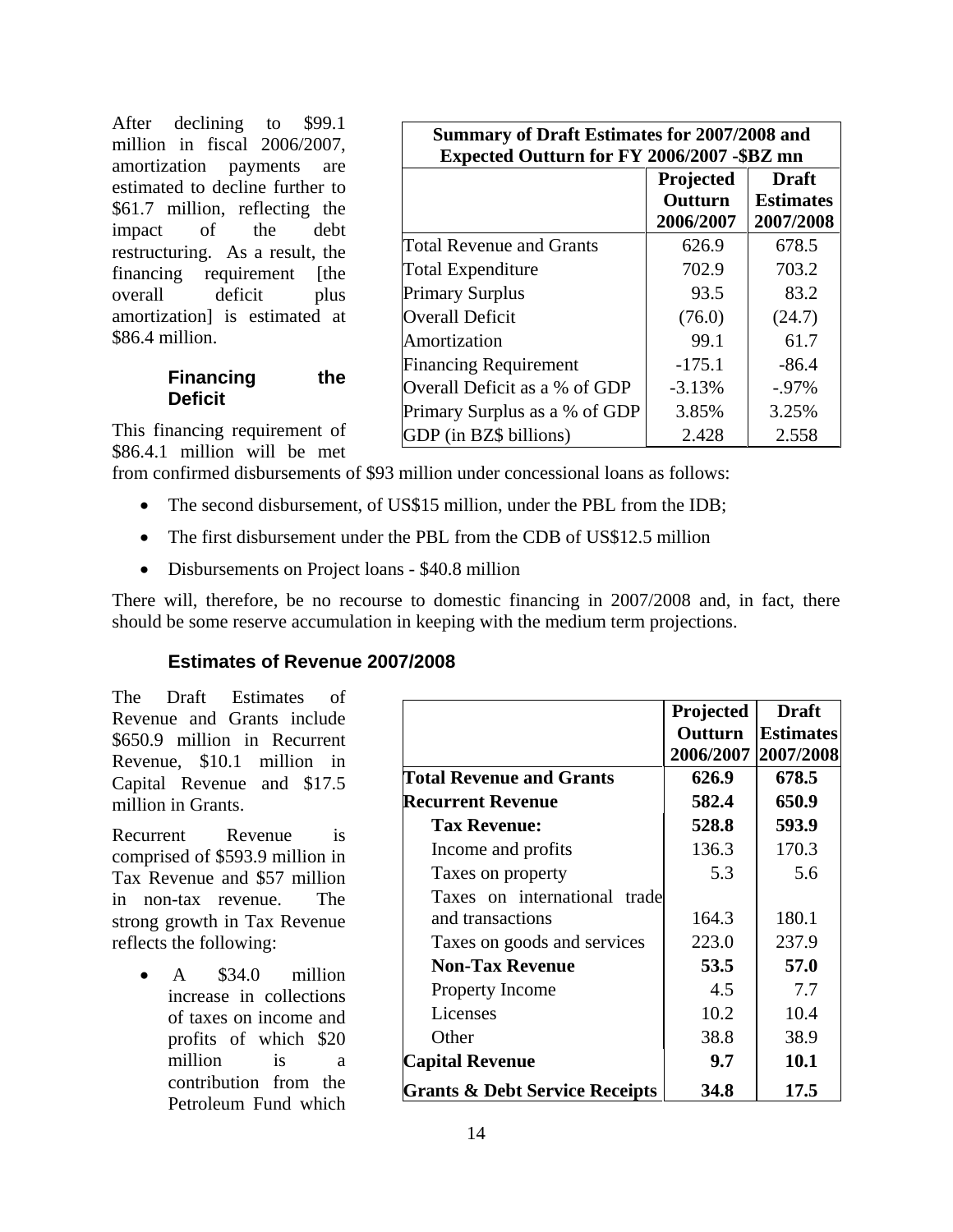After declining to $99.1 million in fiscal 2006/2007, amortization payments are estimated to decline further to $61.7 million, reflecting the impact of the debt restructuring. As a result, the financing requirement [the overall deficit plus amortization] is estimated at $86.4 million.

| Summary of Draft Estimates for 2007/2008 and Expected Outturn for FY 2006/2007 -$BZ mn | Projected Outturn 2006/2007 | Draft Estimates 2007/2008 |
|---|---|---|
| Total Revenue and Grants | 626.9 | 678.5 |
| Total Expenditure | 702.9 | 703.2 |
| Primary Surplus | 93.5 | 83.2 |
| Overall Deficit | (76.0) | (24.7) |
| Amortization | 99.1 | 61.7 |
| Financing Requirement | -175.1 | -86.4 |
| Overall Deficit as a % of GDP | -3.13% | -.97% |
| Primary Surplus as a % of GDP | 3.85% | 3.25% |
| GDP (in BZ$ billions) | 2.428 | 2.558 |

### Financing the Deficit

This financing requirement of $86.4.1 million will be met from confirmed disbursements of $93 million under concessional loans as follows:

- The second disbursement, of US$15 million, under the PBL from the IDB;
- The first disbursement under the PBL from the CDB of US$12.5 million
- Disbursements on Project loans - $40.8 million

There will, therefore, be no recourse to domestic financing in 2007/2008 and, in fact, there should be some reserve accumulation in keeping with the medium term projections.

### Estimates of Revenue 2007/2008

The Draft Estimates of Revenue and Grants include $650.9 million in Recurrent Revenue, $10.1 million in Capital Revenue and $17.5 million in Grants.

Recurrent Revenue is comprised of $593.9 million in Tax Revenue and $57 million in non-tax revenue. The strong growth in Tax Revenue reflects the following:

- A $34.0 million increase in collections of taxes on income and profits of which $20 million is a contribution from the Petroleum Fund which

| | Projected Outturn 2006/2007 | Draft Estimates 2007/2008 |
|---|---|---|
| **Total Revenue and Grants** | **626.9** | **678.5** |
| **Recurrent Revenue** | **582.4** | **650.9** |
| **Tax Revenue:** | **528.8** | **593.9** |
| Income and profits | 136.3 | 170.3 |
| Taxes on property | 5.3 | 5.6 |
| Taxes on international trade and transactions | 164.3 | 180.1 |
| Taxes on goods and services | 223.0 | 237.9 |
| **Non-Tax Revenue** | **53.5** | **57.0** |
| Property Income | 4.5 | 7.7 |
| Licenses | 10.2 | 10.4 |
| Other | 38.8 | 38.9 |
| **Capital Revenue** | **9.7** | **10.1** |
| **Grants & Debt Service Receipts** | **34.8** | **17.5** |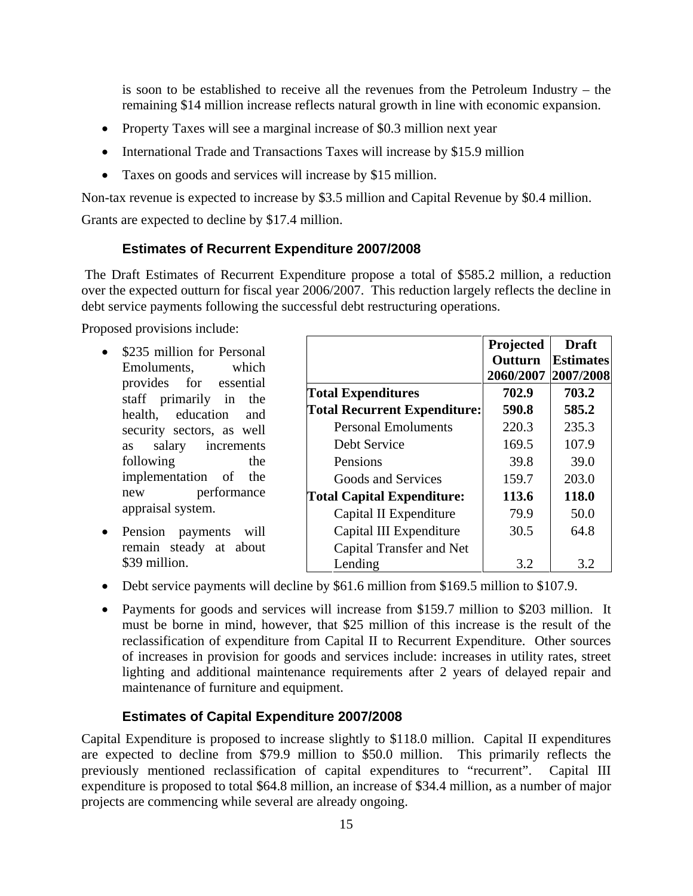is soon to be established to receive all the revenues from the Petroleum Industry – the remaining $14 million increase reflects natural growth in line with economic expansion.

- Property Taxes will see a marginal increase of $0.3 million next year
- International Trade and Transactions Taxes will increase by $15.9 million
- Taxes on goods and services will increase by $15 million.

Non-tax revenue is expected to increase by $3.5 million and Capital Revenue by $0.4 million.

Grants are expected to decline by $17.4 million.

### Estimates of Recurrent Expenditure 2007/2008

The Draft Estimates of Recurrent Expenditure propose a total of $585.2 million, a reduction over the expected outturn for fiscal year 2006/2007. This reduction largely reflects the decline in debt service payments following the successful debt restructuring operations.

Proposed provisions include:

- $235 million for Personal Emoluments, which provides for essential staff primarily in the health, education and security sectors, as well as salary increments following the implementation of the new performance appraisal system.
- Pension payments will remain steady at about $39 million.

| | Projected Outturn 2060/2007 | Draft Estimates 2007/2008 |
|---|---|---|
| **Total Expenditures** | **702.9** | **703.2** |
| **Total Recurrent Expenditure:** | **590.8** | **585.2** |
| Personal Emoluments | 220.3 | 235.3 |
| Debt Service | 169.5 | 107.9 |
| Pensions | 39.8 | 39.0 |
| Goods and Services | 159.7 | 203.0 |
| **Total Capital Expenditure:** | **113.6** | **118.0** |
| Capital II Expenditure | 79.9 | 50.0 |
| Capital III Expenditure | 30.5 | 64.8 |
| Capital Transfer and Net Lending | 3.2 | 3.2 |

- Debt service payments will decline by $61.6 million from $169.5 million to $107.9.
- Payments for goods and services will increase from $159.7 million to $203 million. It must be borne in mind, however, that $25 million of this increase is the result of the reclassification of expenditure from Capital II to Recurrent Expenditure. Other sources of increases in provision for goods and services include: increases in utility rates, street lighting and additional maintenance requirements after 2 years of delayed repair and maintenance of furniture and equipment.

### Estimates of Capital Expenditure 2007/2008

Capital Expenditure is proposed to increase slightly to $118.0 million. Capital II expenditures are expected to decline from $79.9 million to $50.0 million. This primarily reflects the previously mentioned reclassification of capital expenditures to "recurrent". Capital III expenditure is proposed to total $64.8 million, an increase of $34.4 million, as a number of major projects are commencing while several are already ongoing.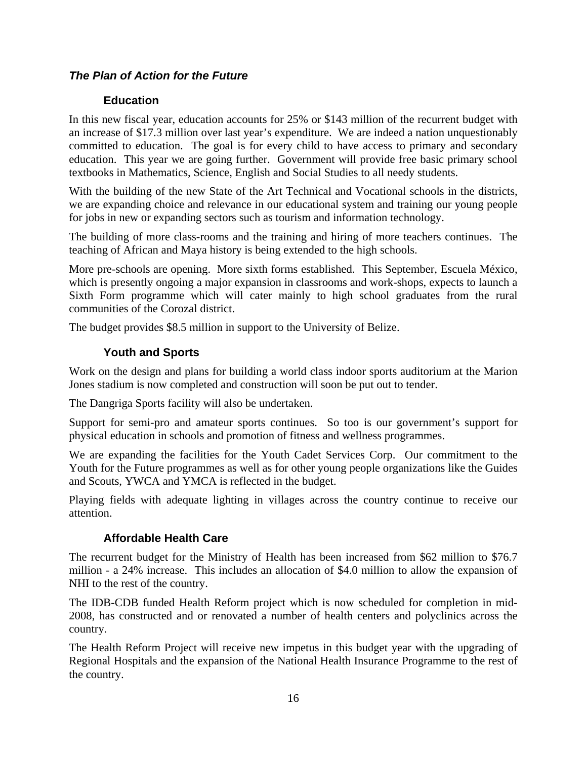## *The Plan of Action for the Future*

### Education

In this new fiscal year, education accounts for 25% or $143 million of the recurrent budget with an increase of $17.3 million over last year's expenditure. We are indeed a nation unquestionably committed to education. The goal is for every child to have access to primary and secondary education. This year we are going further. Government will provide free basic primary school textbooks in Mathematics, Science, English and Social Studies to all needy students.

With the building of the new State of the Art Technical and Vocational schools in the districts, we are expanding choice and relevance in our educational system and training our young people for jobs in new or expanding sectors such as tourism and information technology.

The building of more class-rooms and the training and hiring of more teachers continues. The teaching of African and Maya history is being extended to the high schools.

More pre-schools are opening. More sixth forms established. This September, Escuela México, which is presently ongoing a major expansion in classrooms and work-shops, expects to launch a Sixth Form programme which will cater mainly to high school graduates from the rural communities of the Corozal district.

The budget provides $8.5 million in support to the University of Belize.

### Youth and Sports

Work on the design and plans for building a world class indoor sports auditorium at the Marion Jones stadium is now completed and construction will soon be put out to tender.

The Dangriga Sports facility will also be undertaken.

Support for semi-pro and amateur sports continues. So too is our government's support for physical education in schools and promotion of fitness and wellness programmes.

We are expanding the facilities for the Youth Cadet Services Corp. Our commitment to the Youth for the Future programmes as well as for other young people organizations like the Guides and Scouts, YWCA and YMCA is reflected in the budget.

Playing fields with adequate lighting in villages across the country continue to receive our attention.

### Affordable Health Care

The recurrent budget for the Ministry of Health has been increased from $62 million to $76.7 million - a 24% increase. This includes an allocation of $4.0 million to allow the expansion of NHI to the rest of the country.

The IDB-CDB funded Health Reform project which is now scheduled for completion in mid-2008, has constructed and or renovated a number of health centers and polyclinics across the country.

The Health Reform Project will receive new impetus in this budget year with the upgrading of Regional Hospitals and the expansion of the National Health Insurance Programme to the rest of the country.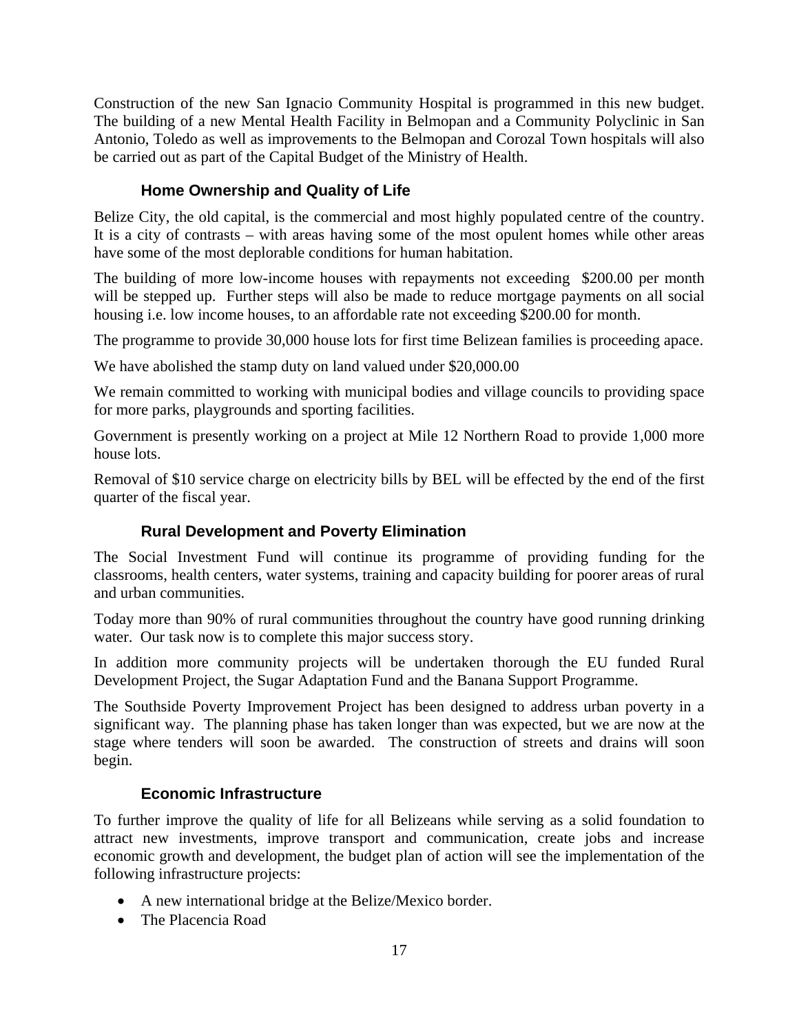Construction of the new San Ignacio Community Hospital is programmed in this new budget. The building of a new Mental Health Facility in Belmopan and a Community Polyclinic in San Antonio, Toledo as well as improvements to the Belmopan and Corozal Town hospitals will also be carried out as part of the Capital Budget of the Ministry of Health.

### Home Ownership and Quality of Life

Belize City, the old capital, is the commercial and most highly populated centre of the country. It is a city of contrasts – with areas having some of the most opulent homes while other areas have some of the most deplorable conditions for human habitation.

The building of more low-income houses with repayments not exceeding $200.00 per month will be stepped up. Further steps will also be made to reduce mortgage payments on all social housing i.e. low income houses, to an affordable rate not exceeding $200.00 for month.

The programme to provide 30,000 house lots for first time Belizean families is proceeding apace.

We have abolished the stamp duty on land valued under $20,000.00

We remain committed to working with municipal bodies and village councils to providing space for more parks, playgrounds and sporting facilities.

Government is presently working on a project at Mile 12 Northern Road to provide 1,000 more house lots.

Removal of $10 service charge on electricity bills by BEL will be effected by the end of the first quarter of the fiscal year.

### Rural Development and Poverty Elimination

The Social Investment Fund will continue its programme of providing funding for the classrooms, health centers, water systems, training and capacity building for poorer areas of rural and urban communities.

Today more than 90% of rural communities throughout the country have good running drinking water. Our task now is to complete this major success story.

In addition more community projects will be undertaken thorough the EU funded Rural Development Project, the Sugar Adaptation Fund and the Banana Support Programme.

The Southside Poverty Improvement Project has been designed to address urban poverty in a significant way. The planning phase has taken longer than was expected, but we are now at the stage where tenders will soon be awarded. The construction of streets and drains will soon begin.

### Economic Infrastructure

To further improve the quality of life for all Belizeans while serving as a solid foundation to attract new investments, improve transport and communication, create jobs and increase economic growth and development, the budget plan of action will see the implementation of the following infrastructure projects:

- A new international bridge at the Belize/Mexico border.
- The Placencia Road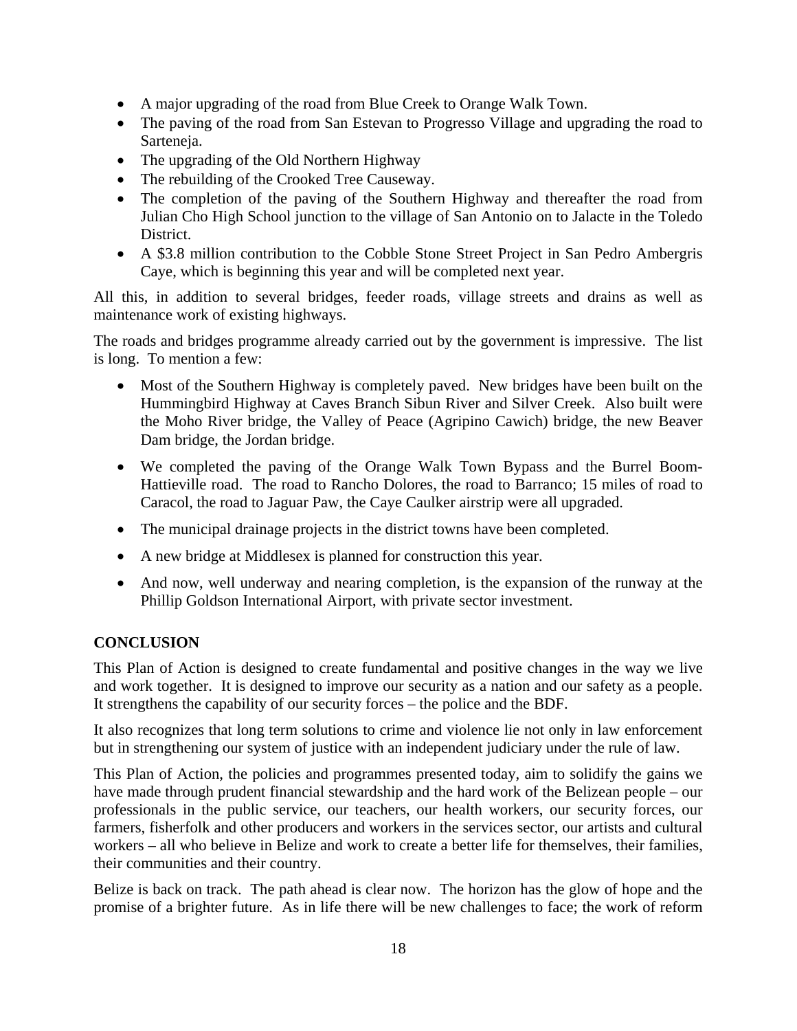- A major upgrading of the road from Blue Creek to Orange Walk Town.
- The paving of the road from San Estevan to Progresso Village and upgrading the road to Sarteneja.
- The upgrading of the Old Northern Highway
- The rebuilding of the Crooked Tree Causeway.
- The completion of the paving of the Southern Highway and thereafter the road from Julian Cho High School junction to the village of San Antonio on to Jalacte in the Toledo District.
- A $3.8 million contribution to the Cobble Stone Street Project in San Pedro Ambergris Caye, which is beginning this year and will be completed next year.

All this, in addition to several bridges, feeder roads, village streets and drains as well as maintenance work of existing highways.

The roads and bridges programme already carried out by the government is impressive. The list is long. To mention a few:

- Most of the Southern Highway is completely paved. New bridges have been built on the Hummingbird Highway at Caves Branch Sibun River and Silver Creek. Also built were the Moho River bridge, the Valley of Peace (Agripino Cawich) bridge, the new Beaver Dam bridge, the Jordan bridge.

- We completed the paving of the Orange Walk Town Bypass and the Burrel Boom-Hattieville road. The road to Rancho Dolores, the road to Barranco; 15 miles of road to Caracol, the road to Jaguar Paw, the Caye Caulker airstrip were all upgraded.

- The municipal drainage projects in the district towns have been completed.

- A new bridge at Middlesex is planned for construction this year.

- And now, well underway and nearing completion, is the expansion of the runway at the Phillip Goldson International Airport, with private sector investment.

## CONCLUSION

This Plan of Action is designed to create fundamental and positive changes in the way we live and work together. It is designed to improve our security as a nation and our safety as a people. It strengthens the capability of our security forces – the police and the BDF.

It also recognizes that long term solutions to crime and violence lie not only in law enforcement but in strengthening our system of justice with an independent judiciary under the rule of law.

This Plan of Action, the policies and programmes presented today, aim to solidify the gains we have made through prudent financial stewardship and the hard work of the Belizean people – our professionals in the public service, our teachers, our health workers, our security forces, our farmers, fisherfolk and other producers and workers in the services sector, our artists and cultural workers – all who believe in Belize and work to create a better life for themselves, their families, their communities and their country.

Belize is back on track. The path ahead is clear now. The horizon has the glow of hope and the promise of a brighter future. As in life there will be new challenges to face; the work of reform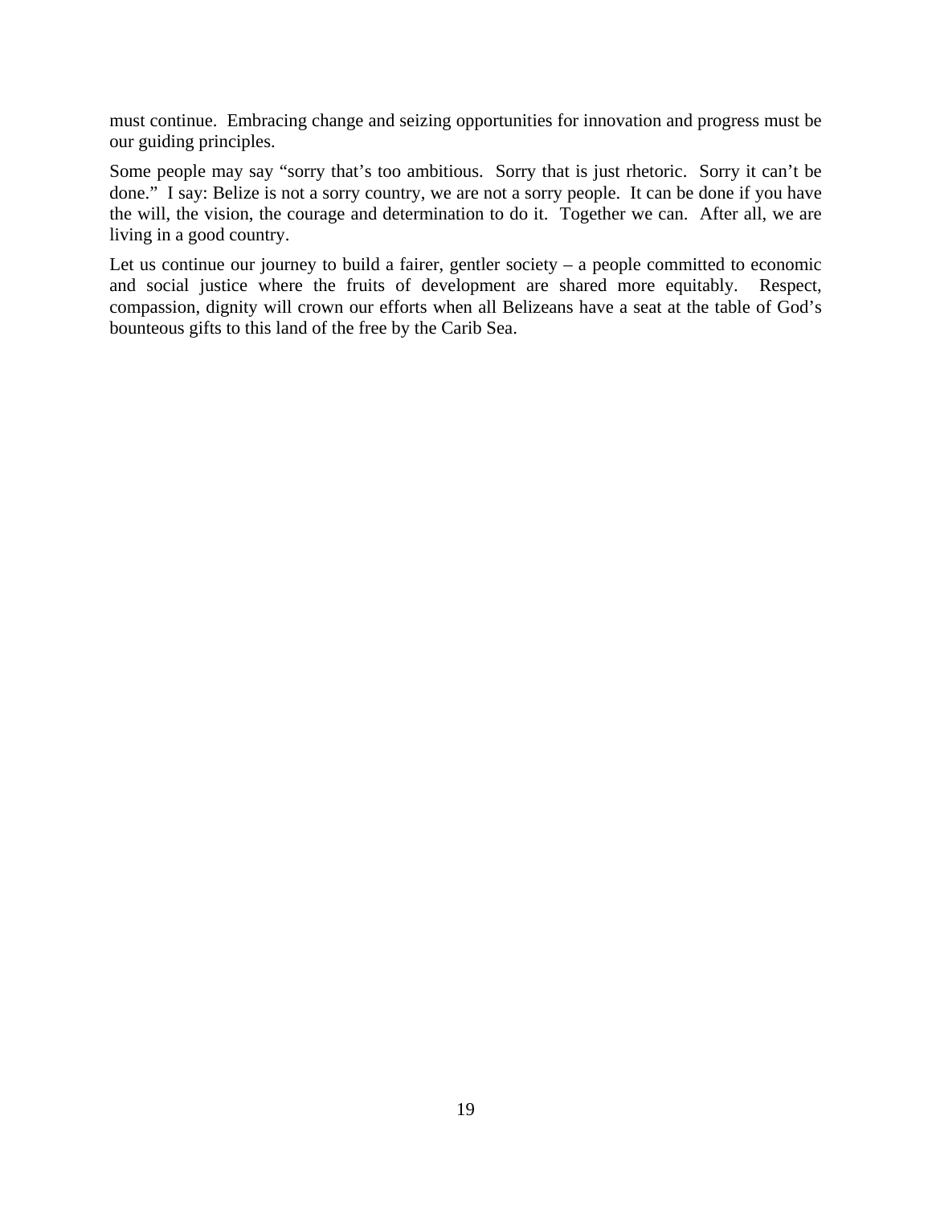must continue. Embracing change and seizing opportunities for innovation and progress must be our guiding principles.

Some people may say "sorry that's too ambitious. Sorry that is just rhetoric. Sorry it can't be done." I say: Belize is not a sorry country, we are not a sorry people. It can be done if you have the will, the vision, the courage and determination to do it. Together we can. After all, we are living in a good country.

Let us continue our journey to build a fairer, gentler society – a people committed to economic and social justice where the fruits of development are shared more equitably. Respect, compassion, dignity will crown our efforts when all Belizeans have a seat at the table of God's bounteous gifts to this land of the free by the Carib Sea.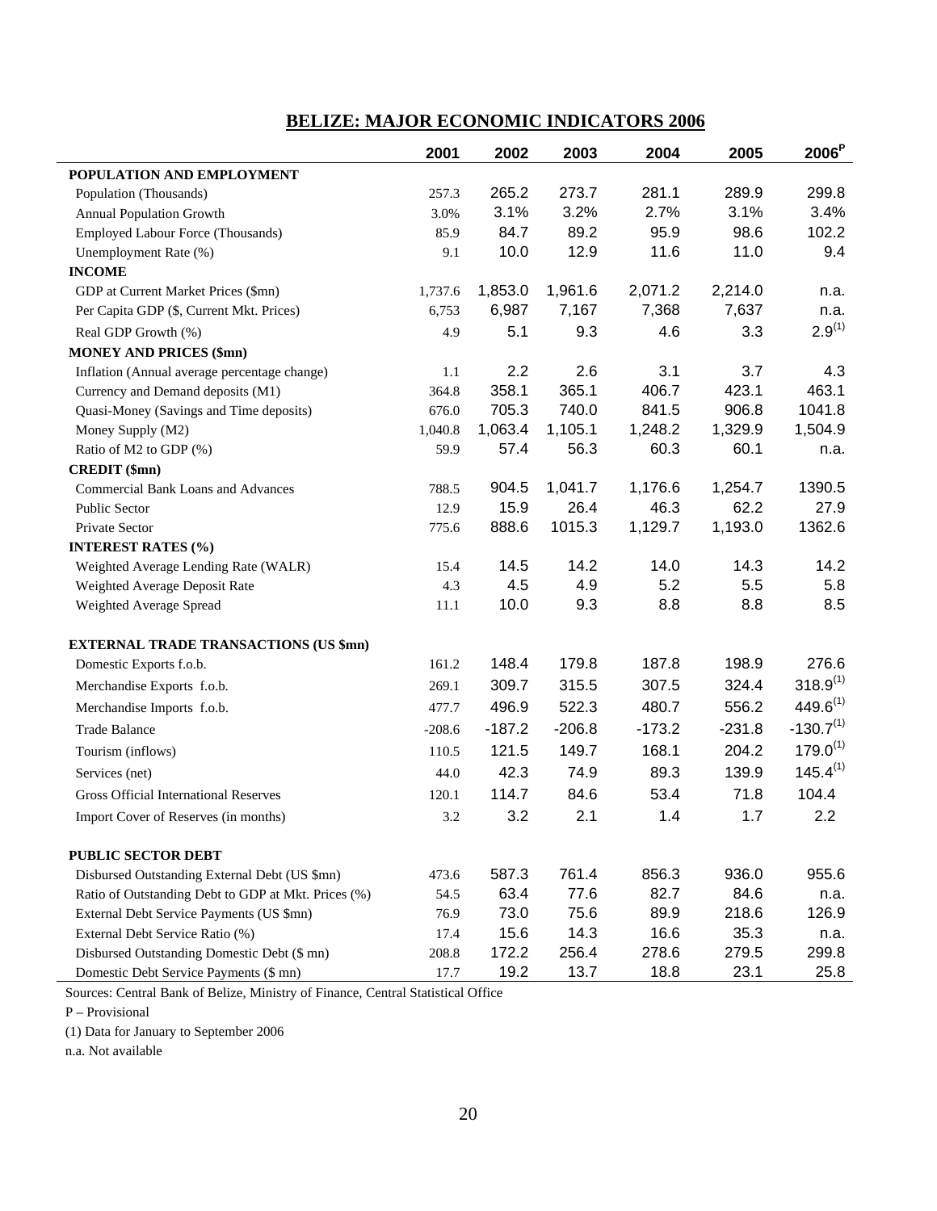## BELIZE: MAJOR ECONOMIC INDICATORS 2006

| | 2001 | 2002 | 2003 | 2004 | 2005 | 2006[P] |
|---|---|---|---|---|---|---|
| **POPULATION AND EMPLOYMENT** | | | | | | |
| Population (Thousands) | 257.3 | 265.2 | 273.7 | 281.1 | 289.9 | 299.8 |
| Annual Population Growth | 3.0% | 3.1% | 3.2% | 2.7% | 3.1% | 3.4% |
| Employed Labour Force (Thousands) | 85.9 | 84.7 | 89.2 | 95.9 | 98.6 | 102.2 |
| Unemployment Rate (%) | 9.1 | 10.0 | 12.9 | 11.6 | 11.0 | 9.4 |
| **INCOME** | | | | | | |
| GDP at Current Market Prices ($mn) | 1,737.6 | 1,853.0 | 1,961.6 | 2,071.2 | 2,214.0 | n.a. |
| Per Capita GDP ($, Current Mkt. Prices) | 6,753 | 6,987 | 7,167 | 7,368 | 7,637 | n.a. |
| Real GDP Growth (%) | 4.9 | 5.1 | 9.3 | 4.6 | 3.3 | 2.9[(1)] |
| **MONEY AND PRICES ($mn)** | | | | | | |
| Inflation (Annual average percentage change) | 1.1 | 2.2 | 2.6 | 3.1 | 3.7 | 4.3 |
| Currency and Demand deposits (M1) | 364.8 | 358.1 | 365.1 | 406.7 | 423.1 | 463.1 |
| Quasi-Money (Savings and Time deposits) | 676.0 | 705.3 | 740.0 | 841.5 | 906.8 | 1041.8 |
| Money Supply (M2) | 1,040.8 | 1,063.4 | 1,105.1 | 1,248.2 | 1,329.9 | 1,504.9 |
| Ratio of M2 to GDP (%) | 59.9 | 57.4 | 56.3 | 60.3 | 60.1 | n.a. |
| **CREDIT ($mn)** | | | | | | |
| Commercial Bank Loans and Advances | 788.5 | 904.5 | 1,041.7 | 1,176.6 | 1,254.7 | 1390.5 |
| Public Sector | 12.9 | 15.9 | 26.4 | 46.3 | 62.2 | 27.9 |
| Private Sector | 775.6 | 888.6 | 1015.3 | 1,129.7 | 1,193.0 | 1362.6 |
| **INTEREST RATES (%)** | | | | | | |
| Weighted Average Lending Rate (WALR) | 15.4 | 14.5 | 14.2 | 14.0 | 14.3 | 14.2 |
| Weighted Average Deposit Rate | 4.3 | 4.5 | 4.9 | 5.2 | 5.5 | 5.8 |
| Weighted Average Spread | 11.1 | 10.0 | 9.3 | 8.8 | 8.8 | 8.5 |
| **EXTERNAL TRADE TRANSACTIONS (US $mn)** | | | | | | |
| Domestic Exports f.o.b. | 161.2 | 148.4 | 179.8 | 187.8 | 198.9 | 276.6 |
| Merchandise Exports f.o.b. | 269.1 | 309.7 | 315.5 | 307.5 | 324.4 | 318.9[(1)] |
| Merchandise Imports f.o.b. | 477.7 | 496.9 | 522.3 | 480.7 | 556.2 | 449.6[(1)] |
| Trade Balance | -208.6 | -187.2 | -206.8 | -173.2 | -231.8 | -130.7[(1)] |
| Tourism (inflows) | 110.5 | 121.5 | 149.7 | 168.1 | 204.2 | 179.0[(1)] |
| Services (net) | 44.0 | 42.3 | 74.9 | 89.3 | 139.9 | 145.4[(1)] |
| Gross Official International Reserves | 120.1 | 114.7 | 84.6 | 53.4 | 71.8 | 104.4 |
| Import Cover of Reserves (in months) | 3.2 | 3.2 | 2.1 | 1.4 | 1.7 | 2.2 |
| **PUBLIC SECTOR DEBT** | | | | | | |
| Disbursed Outstanding External Debt (US $mn) | 473.6 | 587.3 | 761.4 | 856.3 | 936.0 | 955.6 |
| Ratio of Outstanding Debt to GDP at Mkt. Prices (%) | 54.5 | 63.4 | 77.6 | 82.7 | 84.6 | n.a. |
| External Debt Service Payments (US $mn) | 76.9 | 73.0 | 75.6 | 89.9 | 218.6 | 126.9 |
| External Debt Service Ratio (%) | 17.4 | 15.6 | 14.3 | 16.6 | 35.3 | n.a. |
| Disbursed Outstanding Domestic Debt ($ mn) | 208.8 | 172.2 | 256.4 | 278.6 | 279.5 | 299.8 |
| Domestic Debt Service Payments ($ mn) | 17.7 | 19.2 | 13.7 | 18.8 | 23.1 | 25.8 |

Sources: Central Bank of Belize, Ministry of Finance, Central Statistical Office

P – Provisional

(1) Data for January to September 2006

n.a. Not available